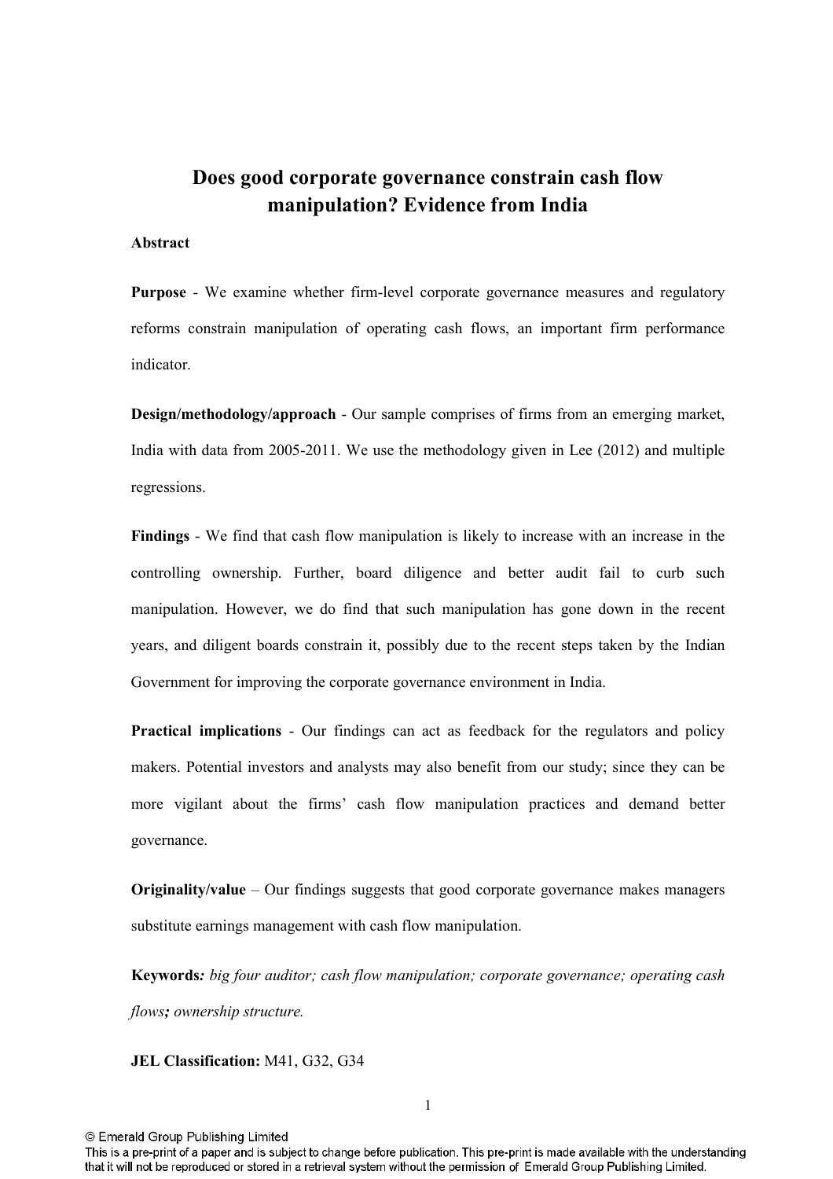# Does good corporate governance constrain cash flow manipulation? Evidence from India

**Abstract**

**Purpose** - We examine whether firm-level corporate governance measures and regulatory reforms constrain manipulation of operating cash flows, an important firm performance indicator.

**Design/methodology/approach** - Our sample comprises of firms from an emerging market, India with data from 2005-2011. We use the methodology given in Lee (2012) and multiple regressions.

**Findings** - We find that cash flow manipulation is likely to increase with an increase in the controlling ownership. Further, board diligence and better audit fail to curb such manipulation. However, we do find that such manipulation has gone down in the recent years, and diligent boards constrain it, possibly due to the recent steps taken by the Indian Government for improving the corporate governance environment in India.

**Practical implications** - Our findings can act as feedback for the regulators and policy makers. Potential investors and analysts may also benefit from our study; since they can be more vigilant about the firms' cash flow manipulation practices and demand better governance.

**Originality/value** – Our findings suggests that good corporate governance makes managers substitute earnings management with cash flow manipulation.

**Keywords***: big four auditor; cash flow manipulation; corporate governance; operating cash flows***;** *ownership structure.*

**JEL Classification:** M41, G32, G34

© Emerald Group Publishing Limited

This is a pre-print of a paper and is subject to change before publication. This pre-print is made available with the understanding that it will not be reproduced or stored in a retrieval system without the permission of Emerald Group Publishing Limited.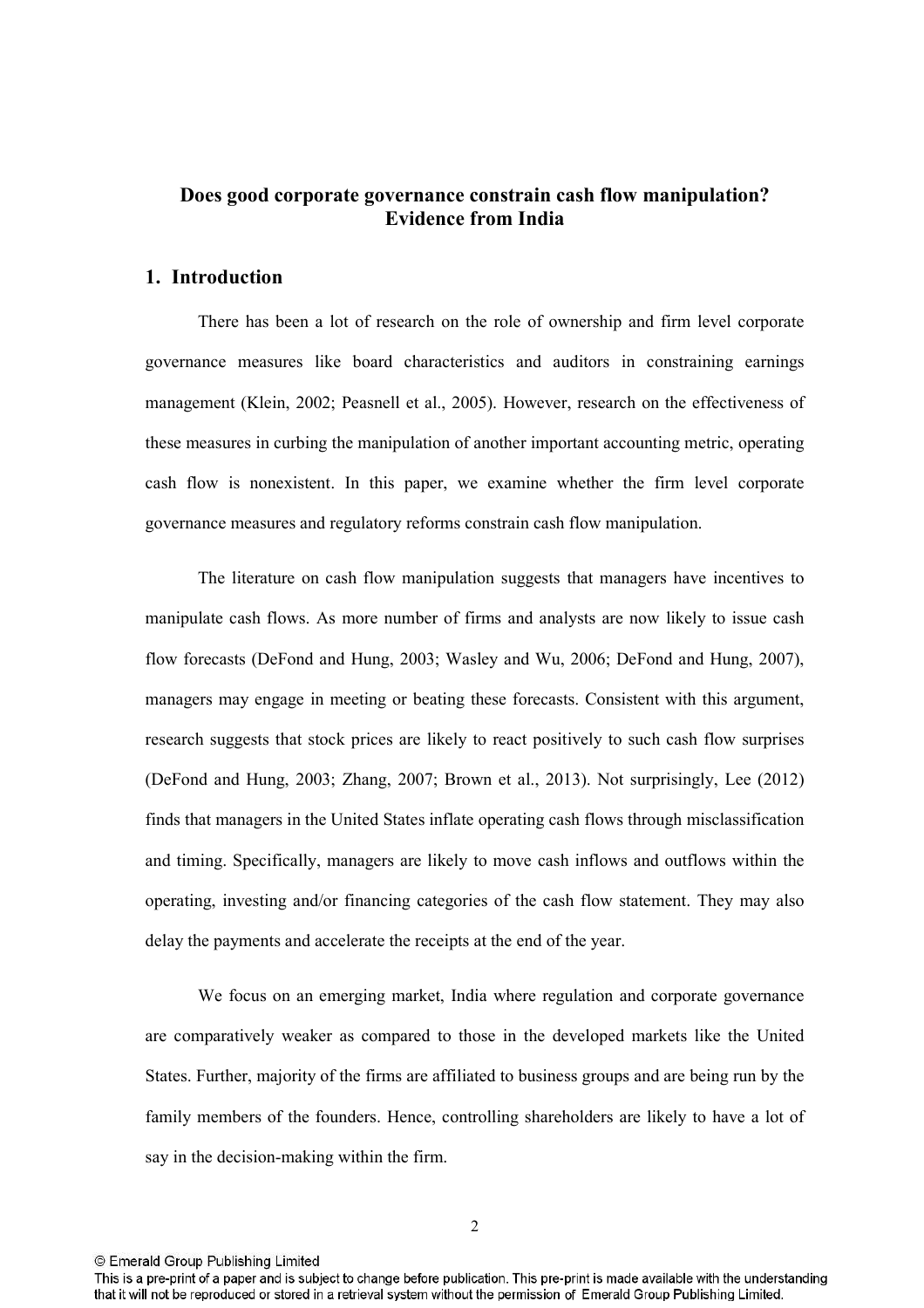## Does good corporate governance constrain cash flow manipulation? Evidence from India

# 1. Introduction

There has been a lot of research on the role of ownership and firm level corporate governance measures like board characteristics and auditors in constraining earnings management (Klein, 2002; Peasnell et al., 2005). However, research on the effectiveness of these measures in curbing the manipulation of another important accounting metric, operating cash flow is nonexistent. In this paper, we examine whether the firm level corporate governance measures and regulatory reforms constrain cash flow manipulation.

The literature on cash flow manipulation suggests that managers have incentives to manipulate cash flows. As more number of firms and analysts are now likely to issue cash flow forecasts (DeFond and Hung, 2003; Wasley and Wu, 2006; DeFond and Hung, 2007), managers may engage in meeting or beating these forecasts. Consistent with this argument, research suggests that stock prices are likely to react positively to such cash flow surprises (DeFond and Hung, 2003; Zhang, 2007; Brown et al., 2013). Not surprisingly, Lee (2012) finds that managers in the United States inflate operating cash flows through misclassification and timing. Specifically, managers are likely to move cash inflows and outflows within the operating, investing and/or financing categories of the cash flow statement. They may also delay the payments and accelerate the receipts at the end of the year.

We focus on an emerging market, India where regulation and corporate governance are comparatively weaker as compared to those in the developed markets like the United States. Further, majority of the firms are affiliated to business groups and are being run by the family members of the founders. Hence, controlling shareholders are likely to have a lot of say in the decision-making within the firm.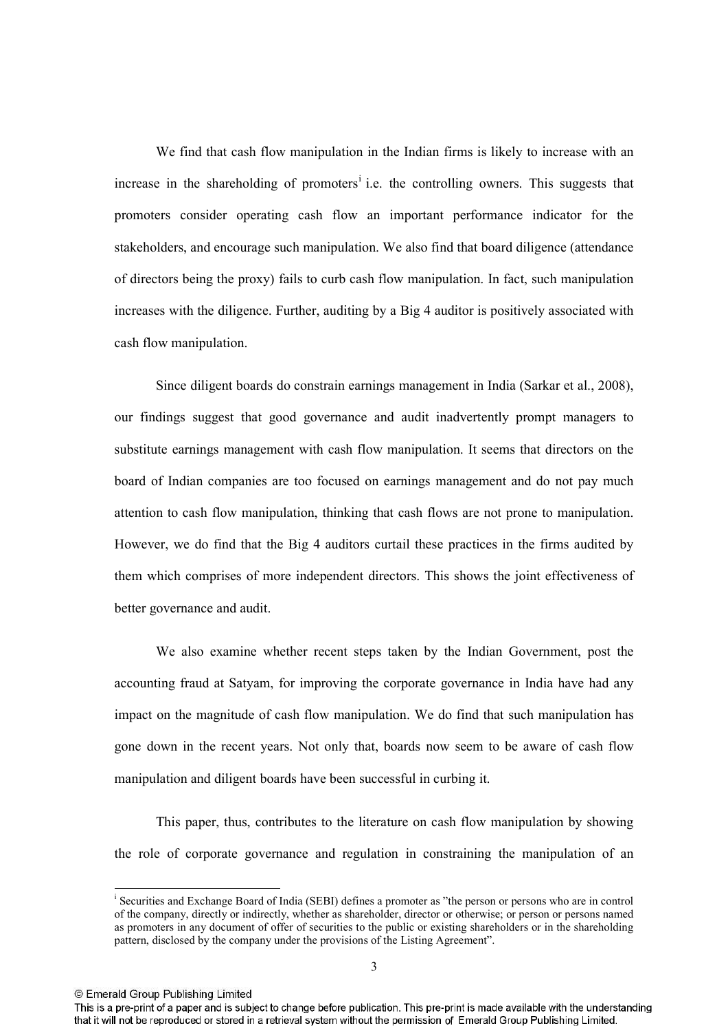We find that cash flow manipulation in the Indian firms is likely to increase with an increase in the shareholding of promoters[i] i.e. the controlling owners. This suggests that promoters consider operating cash flow an important performance indicator for the stakeholders, and encourage such manipulation. We also find that board diligence (attendance of directors being the proxy) fails to curb cash flow manipulation. In fact, such manipulation increases with the diligence. Further, auditing by a Big 4 auditor is positively associated with cash flow manipulation.

Since diligent boards do constrain earnings management in India (Sarkar et al., 2008), our findings suggest that good governance and audit inadvertently prompt managers to substitute earnings management with cash flow manipulation. It seems that directors on the board of Indian companies are too focused on earnings management and do not pay much attention to cash flow manipulation, thinking that cash flows are not prone to manipulation. However, we do find that the Big 4 auditors curtail these practices in the firms audited by them which comprises of more independent directors. This shows the joint effectiveness of better governance and audit.

We also examine whether recent steps taken by the Indian Government, post the accounting fraud at Satyam, for improving the corporate governance in India have had any impact on the magnitude of cash flow manipulation. We do find that such manipulation has gone down in the recent years. Not only that, boards now seem to be aware of cash flow manipulation and diligent boards have been successful in curbing it.

This paper, thus, contributes to the literature on cash flow manipulation by showing the role of corporate governance and regulation in constraining the manipulation of an

---

[i] Securities and Exchange Board of India (SEBI) defines a promoter as "the person or persons who are in control of the company, directly or indirectly, whether as shareholder, director or otherwise; or person or persons named as promoters in any document of offer of securities to the public or existing shareholders or in the shareholding pattern, disclosed by the company under the provisions of the Listing Agreement".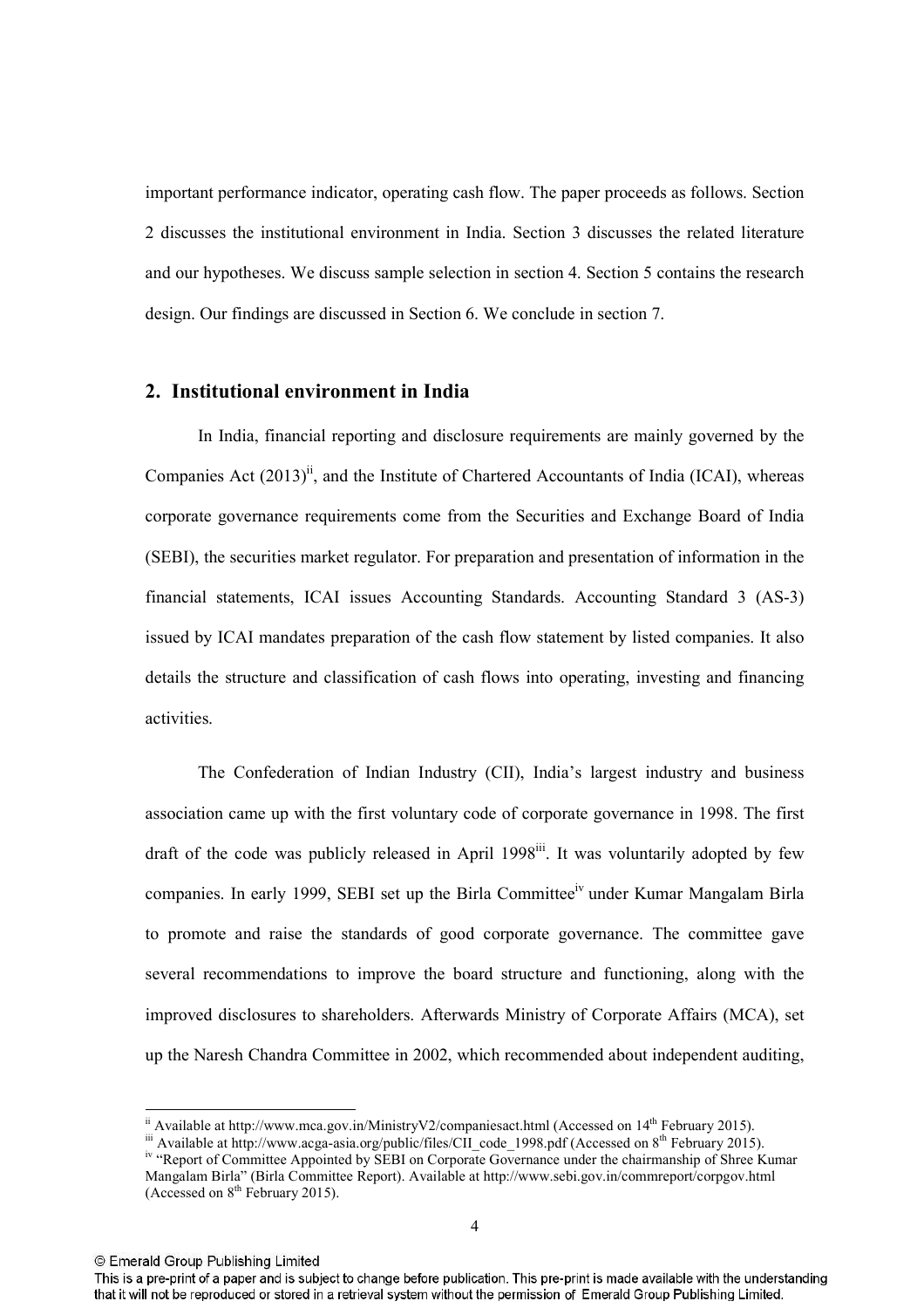important performance indicator, operating cash flow. The paper proceeds as follows. Section 2 discusses the institutional environment in India. Section 3 discusses the related literature and our hypotheses. We discuss sample selection in section 4. Section 5 contains the research design. Our findings are discussed in Section 6. We conclude in section 7.

## 2. Institutional environment in India

In India, financial reporting and disclosure requirements are mainly governed by the Companies Act (2013)[ii], and the Institute of Chartered Accountants of India (ICAI), whereas corporate governance requirements come from the Securities and Exchange Board of India (SEBI), the securities market regulator. For preparation and presentation of information in the financial statements, ICAI issues Accounting Standards. Accounting Standard 3 (AS-3) issued by ICAI mandates preparation of the cash flow statement by listed companies. It also details the structure and classification of cash flows into operating, investing and financing activities.

The Confederation of Indian Industry (CII), India's largest industry and business association came up with the first voluntary code of corporate governance in 1998. The first draft of the code was publicly released in April 1998[iii]. It was voluntarily adopted by few companies. In early 1999, SEBI set up the Birla Committee[iv] under Kumar Mangalam Birla to promote and raise the standards of good corporate governance. The committee gave several recommendations to improve the board structure and functioning, along with the improved disclosures to shareholders. Afterwards Ministry of Corporate Affairs (MCA), set up the Naresh Chandra Committee in 2002, which recommended about independent auditing,

---

[ii] Available at http://www.mca.gov.in/MinistryV2/companiesact.html (Accessed on 14th February 2015).

[iii] Available at http://www.acga-asia.org/public/files/CII_code_1998.pdf (Accessed on 8th February 2015).

[iv] "Report of Committee Appointed by SEBI on Corporate Governance under the chairmanship of Shree Kumar Mangalam Birla" (Birla Committee Report). Available at http://www.sebi.gov.in/commreport/corpgov.html (Accessed on 8th February 2015).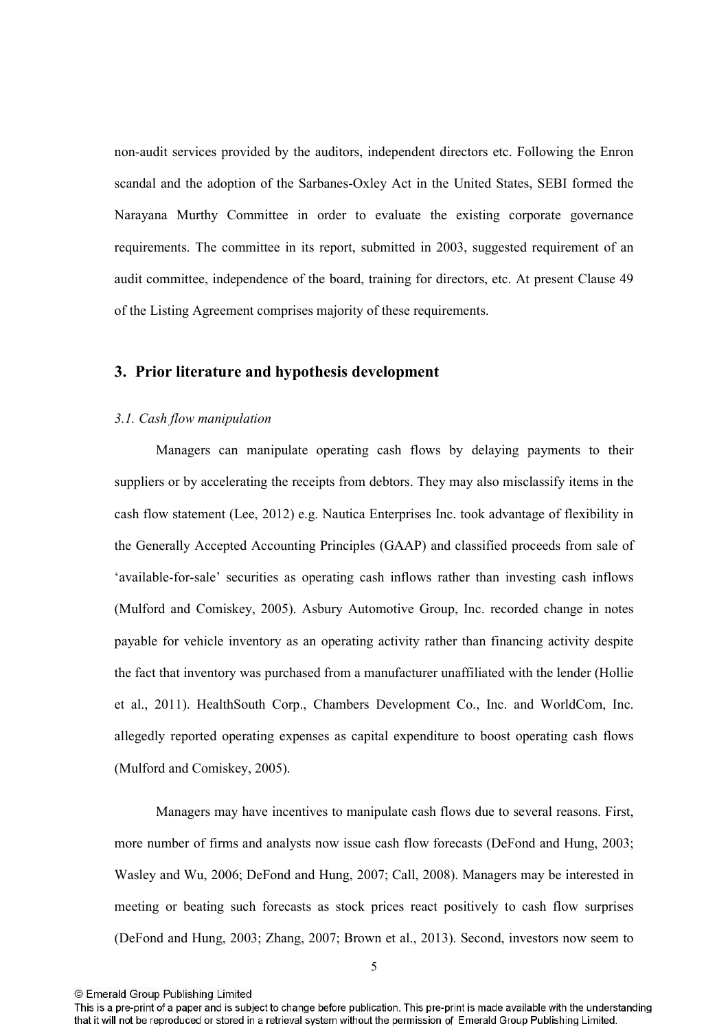non-audit services provided by the auditors, independent directors etc. Following the Enron scandal and the adoption of the Sarbanes-Oxley Act in the United States, SEBI formed the Narayana Murthy Committee in order to evaluate the existing corporate governance requirements. The committee in its report, submitted in 2003, suggested requirement of an audit committee, independence of the board, training for directors, etc. At present Clause 49 of the Listing Agreement comprises majority of these requirements.

## 3. Prior literature and hypothesis development

### *3.1. Cash flow manipulation*

Managers can manipulate operating cash flows by delaying payments to their suppliers or by accelerating the receipts from debtors. They may also misclassify items in the cash flow statement (Lee, 2012) e.g. Nautica Enterprises Inc. took advantage of flexibility in the Generally Accepted Accounting Principles (GAAP) and classified proceeds from sale of 'available-for-sale' securities as operating cash inflows rather than investing cash inflows (Mulford and Comiskey, 2005). Asbury Automotive Group, Inc. recorded change in notes payable for vehicle inventory as an operating activity rather than financing activity despite the fact that inventory was purchased from a manufacturer unaffiliated with the lender (Hollie et al., 2011). HealthSouth Corp., Chambers Development Co., Inc. and WorldCom, Inc. allegedly reported operating expenses as capital expenditure to boost operating cash flows (Mulford and Comiskey, 2005).

Managers may have incentives to manipulate cash flows due to several reasons. First, more number of firms and analysts now issue cash flow forecasts (DeFond and Hung, 2003; Wasley and Wu, 2006; DeFond and Hung, 2007; Call, 2008). Managers may be interested in meeting or beating such forecasts as stock prices react positively to cash flow surprises (DeFond and Hung, 2003; Zhang, 2007; Brown et al., 2013). Second, investors now seem to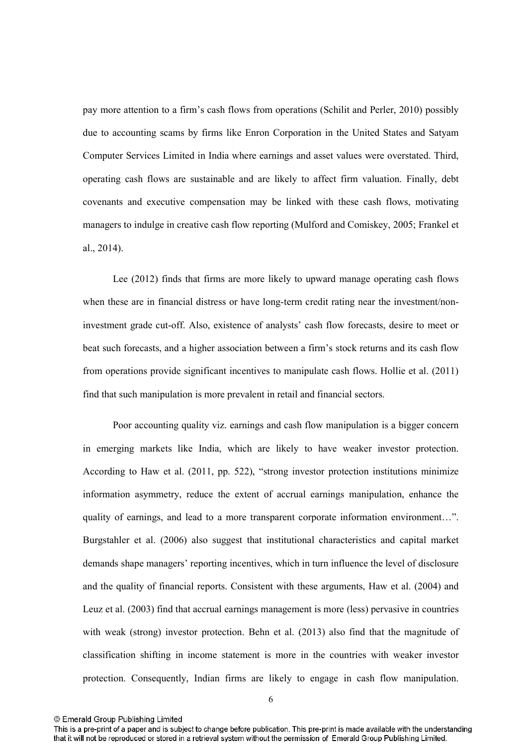pay more attention to a firm's cash flows from operations (Schilit and Perler, 2010) possibly due to accounting scams by firms like Enron Corporation in the United States and Satyam Computer Services Limited in India where earnings and asset values were overstated. Third, operating cash flows are sustainable and are likely to affect firm valuation. Finally, debt covenants and executive compensation may be linked with these cash flows, motivating managers to indulge in creative cash flow reporting (Mulford and Comiskey, 2005; Frankel et al., 2014).

Lee (2012) finds that firms are more likely to upward manage operating cash flows when these are in financial distress or have long-term credit rating near the investment/non-investment grade cut-off. Also, existence of analysts' cash flow forecasts, desire to meet or beat such forecasts, and a higher association between a firm's stock returns and its cash flow from operations provide significant incentives to manipulate cash flows. Hollie et al. (2011) find that such manipulation is more prevalent in retail and financial sectors.

Poor accounting quality viz. earnings and cash flow manipulation is a bigger concern in emerging markets like India, which are likely to have weaker investor protection. According to Haw et al. (2011, pp. 522), "strong investor protection institutions minimize information asymmetry, reduce the extent of accrual earnings manipulation, enhance the quality of earnings, and lead to a more transparent corporate information environment…". Burgstahler et al. (2006) also suggest that institutional characteristics and capital market demands shape managers' reporting incentives, which in turn influence the level of disclosure and the quality of financial reports. Consistent with these arguments, Haw et al. (2004) and Leuz et al. (2003) find that accrual earnings management is more (less) pervasive in countries with weak (strong) investor protection. Behn et al. (2013) also find that the magnitude of classification shifting in income statement is more in the countries with weaker investor protection. Consequently, Indian firms are likely to engage in cash flow manipulation.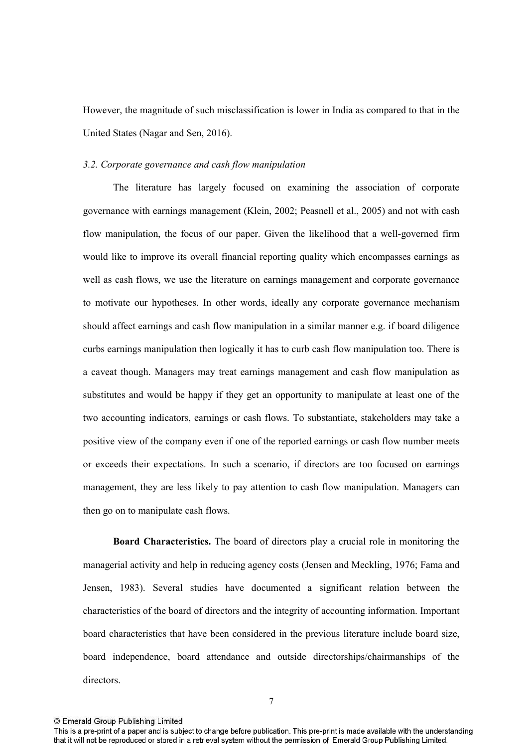However, the magnitude of such misclassification is lower in India as compared to that in the United States (Nagar and Sen, 2016).

### *3.2. Corporate governance and cash flow manipulation*

The literature has largely focused on examining the association of corporate governance with earnings management (Klein, 2002; Peasnell et al., 2005) and not with cash flow manipulation, the focus of our paper. Given the likelihood that a well-governed firm would like to improve its overall financial reporting quality which encompasses earnings as well as cash flows, we use the literature on earnings management and corporate governance to motivate our hypotheses. In other words, ideally any corporate governance mechanism should affect earnings and cash flow manipulation in a similar manner e.g. if board diligence curbs earnings manipulation then logically it has to curb cash flow manipulation too. There is a caveat though. Managers may treat earnings management and cash flow manipulation as substitutes and would be happy if they get an opportunity to manipulate at least one of the two accounting indicators, earnings or cash flows. To substantiate, stakeholders may take a positive view of the company even if one of the reported earnings or cash flow number meets or exceeds their expectations. In such a scenario, if directors are too focused on earnings management, they are less likely to pay attention to cash flow manipulation. Managers can then go on to manipulate cash flows.

**Board Characteristics.** The board of directors play a crucial role in monitoring the managerial activity and help in reducing agency costs (Jensen and Meckling, 1976; Fama and Jensen, 1983). Several studies have documented a significant relation between the characteristics of the board of directors and the integrity of accounting information. Important board characteristics that have been considered in the previous literature include board size, board independence, board attendance and outside directorships/chairmanships of the directors.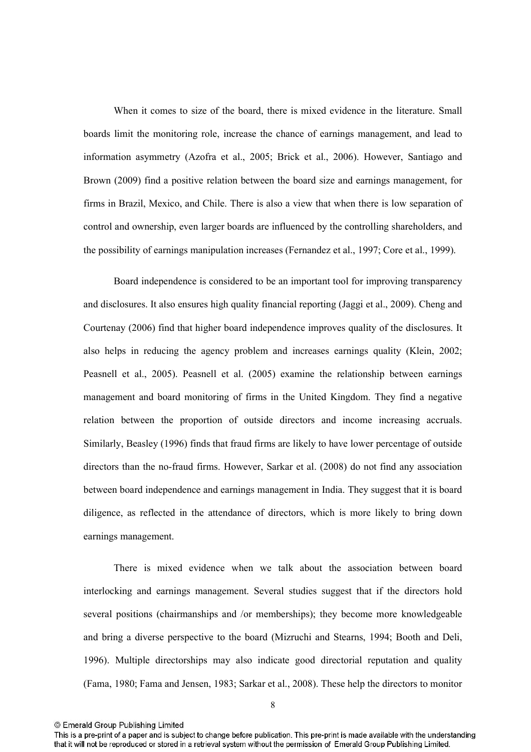When it comes to size of the board, there is mixed evidence in the literature. Small boards limit the monitoring role, increase the chance of earnings management, and lead to information asymmetry (Azofra et al., 2005; Brick et al., 2006). However, Santiago and Brown (2009) find a positive relation between the board size and earnings management, for firms in Brazil, Mexico, and Chile. There is also a view that when there is low separation of control and ownership, even larger boards are influenced by the controlling shareholders, and the possibility of earnings manipulation increases (Fernandez et al., 1997; Core et al., 1999).

Board independence is considered to be an important tool for improving transparency and disclosures. It also ensures high quality financial reporting (Jaggi et al., 2009). Cheng and Courtenay (2006) find that higher board independence improves quality of the disclosures. It also helps in reducing the agency problem and increases earnings quality (Klein, 2002; Peasnell et al., 2005). Peasnell et al. (2005) examine the relationship between earnings management and board monitoring of firms in the United Kingdom. They find a negative relation between the proportion of outside directors and income increasing accruals. Similarly, Beasley (1996) finds that fraud firms are likely to have lower percentage of outside directors than the no-fraud firms. However, Sarkar et al. (2008) do not find any association between board independence and earnings management in India. They suggest that it is board diligence, as reflected in the attendance of directors, which is more likely to bring down earnings management.

There is mixed evidence when we talk about the association between board interlocking and earnings management. Several studies suggest that if the directors hold several positions (chairmanships and /or memberships); they become more knowledgeable and bring a diverse perspective to the board (Mizruchi and Stearns, 1994; Booth and Deli, 1996). Multiple directorships may also indicate good directorial reputation and quality (Fama, 1980; Fama and Jensen, 1983; Sarkar et al., 2008). These help the directors to monitor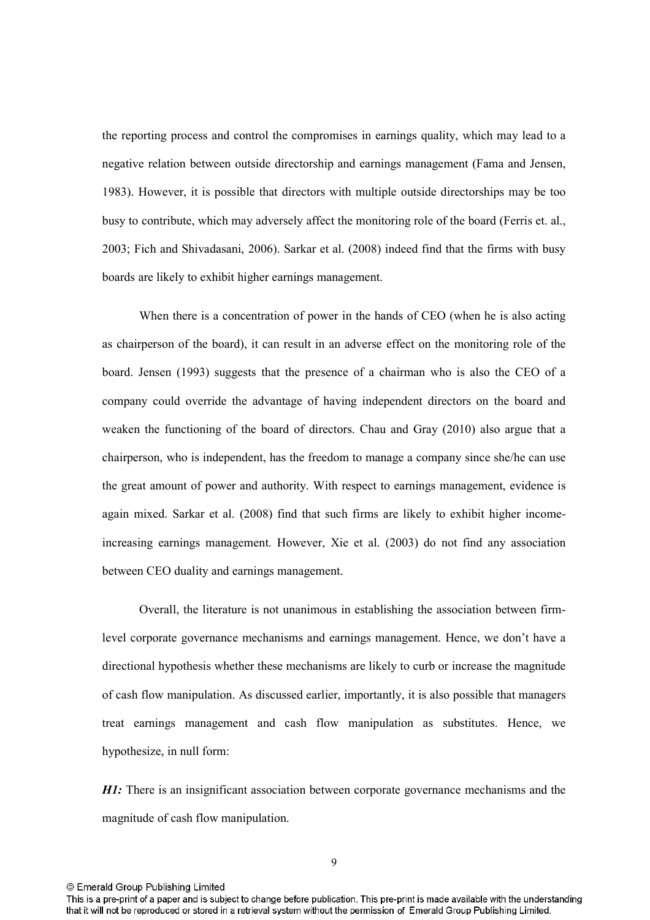the reporting process and control the compromises in earnings quality, which may lead to a negative relation between outside directorship and earnings management (Fama and Jensen, 1983). However, it is possible that directors with multiple outside directorships may be too busy to contribute, which may adversely affect the monitoring role of the board (Ferris et. al., 2003; Fich and Shivadasani, 2006). Sarkar et al. (2008) indeed find that the firms with busy boards are likely to exhibit higher earnings management.

When there is a concentration of power in the hands of CEO (when he is also acting as chairperson of the board), it can result in an adverse effect on the monitoring role of the board. Jensen (1993) suggests that the presence of a chairman who is also the CEO of a company could override the advantage of having independent directors on the board and weaken the functioning of the board of directors. Chau and Gray (2010) also argue that a chairperson, who is independent, has the freedom to manage a company since she/he can use the great amount of power and authority. With respect to earnings management, evidence is again mixed. Sarkar et al. (2008) find that such firms are likely to exhibit higher income-increasing earnings management. However, Xie et al. (2003) do not find any association between CEO duality and earnings management.

Overall, the literature is not unanimous in establishing the association between firm-level corporate governance mechanisms and earnings management. Hence, we don't have a directional hypothesis whether these mechanisms are likely to curb or increase the magnitude of cash flow manipulation. As discussed earlier, importantly, it is also possible that managers treat earnings management and cash flow manipulation as substitutes. Hence, we hypothesize, in null form:

***H1:*** There is an insignificant association between corporate governance mechanisms and the magnitude of cash flow manipulation.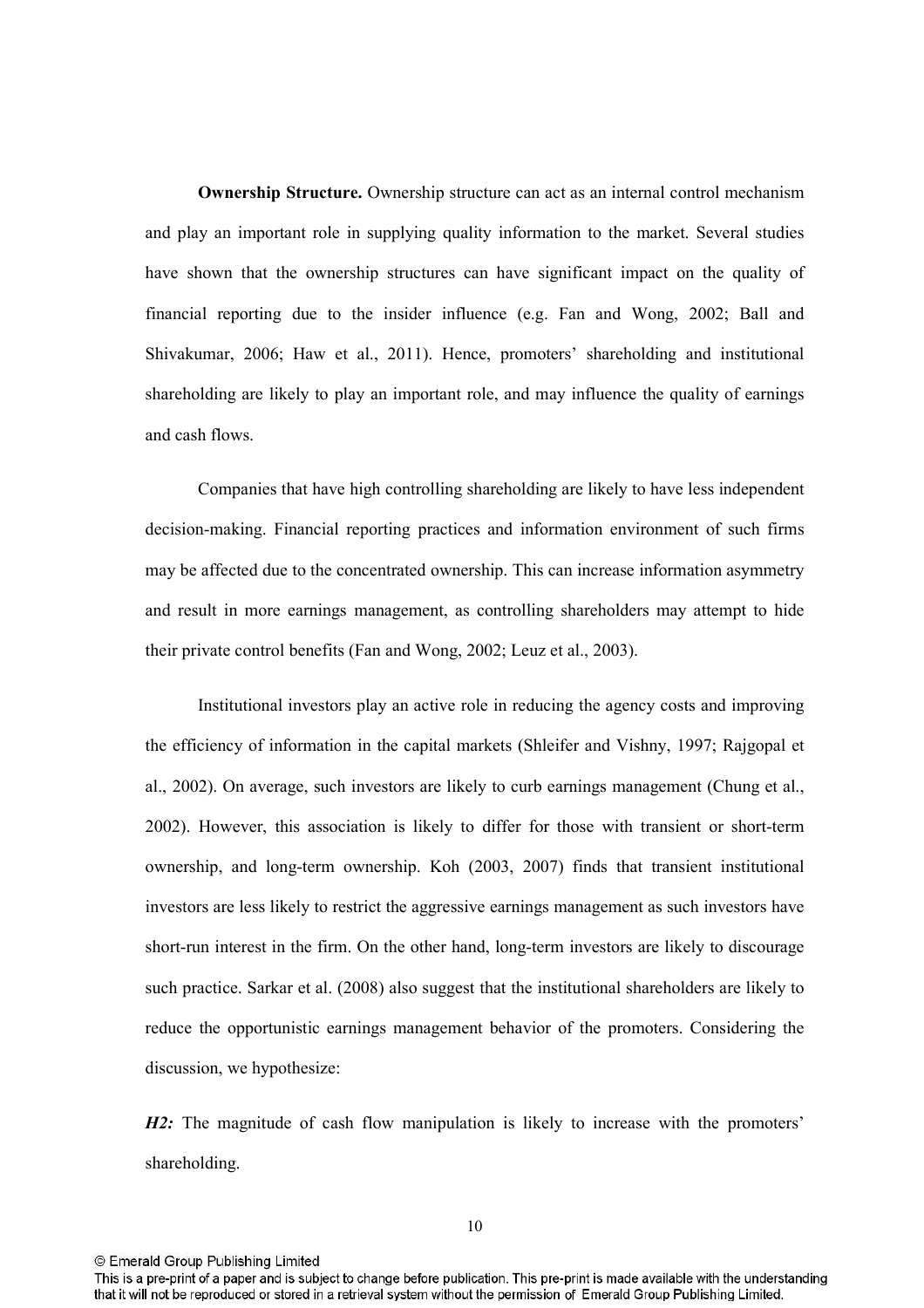**Ownership Structure.** Ownership structure can act as an internal control mechanism and play an important role in supplying quality information to the market. Several studies have shown that the ownership structures can have significant impact on the quality of financial reporting due to the insider influence (e.g. Fan and Wong, 2002; Ball and Shivakumar, 2006; Haw et al., 2011). Hence, promoters' shareholding and institutional shareholding are likely to play an important role, and may influence the quality of earnings and cash flows.

Companies that have high controlling shareholding are likely to have less independent decision-making. Financial reporting practices and information environment of such firms may be affected due to the concentrated ownership. This can increase information asymmetry and result in more earnings management, as controlling shareholders may attempt to hide their private control benefits (Fan and Wong, 2002; Leuz et al., 2003).

Institutional investors play an active role in reducing the agency costs and improving the efficiency of information in the capital markets (Shleifer and Vishny, 1997; Rajgopal et al., 2002). On average, such investors are likely to curb earnings management (Chung et al., 2002). However, this association is likely to differ for those with transient or short-term ownership, and long-term ownership. Koh (2003, 2007) finds that transient institutional investors are less likely to restrict the aggressive earnings management as such investors have short-run interest in the firm. On the other hand, long-term investors are likely to discourage such practice. Sarkar et al. (2008) also suggest that the institutional shareholders are likely to reduce the opportunistic earnings management behavior of the promoters. Considering the discussion, we hypothesize:

***H2:*** The magnitude of cash flow manipulation is likely to increase with the promoters' shareholding.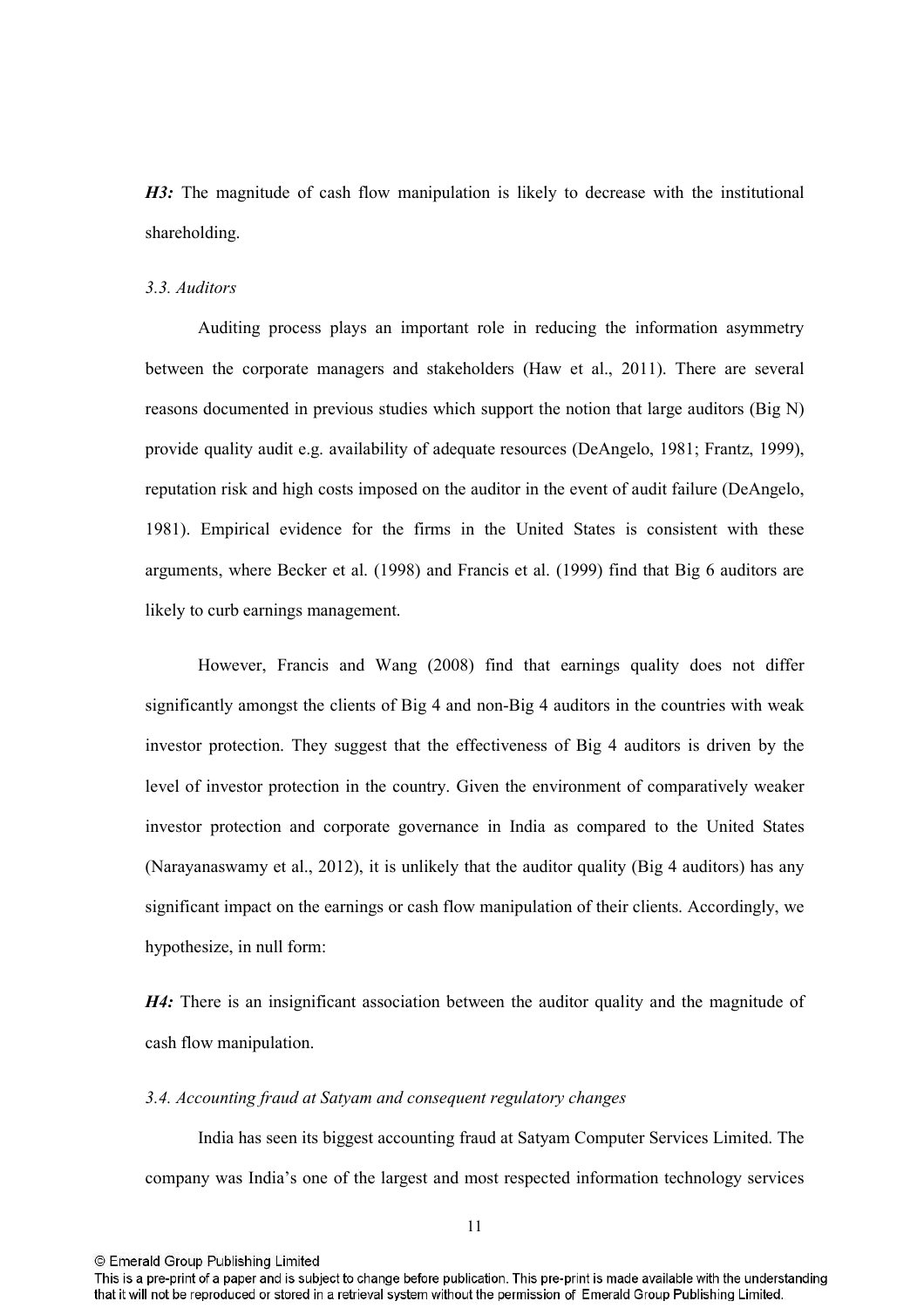***H3:*** The magnitude of cash flow manipulation is likely to decrease with the institutional shareholding.

### *3.3. Auditors*

Auditing process plays an important role in reducing the information asymmetry between the corporate managers and stakeholders (Haw et al., 2011). There are several reasons documented in previous studies which support the notion that large auditors (Big N) provide quality audit e.g. availability of adequate resources (DeAngelo, 1981; Frantz, 1999), reputation risk and high costs imposed on the auditor in the event of audit failure (DeAngelo, 1981). Empirical evidence for the firms in the United States is consistent with these arguments, where Becker et al. (1998) and Francis et al. (1999) find that Big 6 auditors are likely to curb earnings management.

However, Francis and Wang (2008) find that earnings quality does not differ significantly amongst the clients of Big 4 and non-Big 4 auditors in the countries with weak investor protection. They suggest that the effectiveness of Big 4 auditors is driven by the level of investor protection in the country. Given the environment of comparatively weaker investor protection and corporate governance in India as compared to the United States (Narayanaswamy et al., 2012), it is unlikely that the auditor quality (Big 4 auditors) has any significant impact on the earnings or cash flow manipulation of their clients. Accordingly, we hypothesize, in null form:

***H4:*** There is an insignificant association between the auditor quality and the magnitude of cash flow manipulation.

### *3.4. Accounting fraud at Satyam and consequent regulatory changes*

India has seen its biggest accounting fraud at Satyam Computer Services Limited. The company was India's one of the largest and most respected information technology services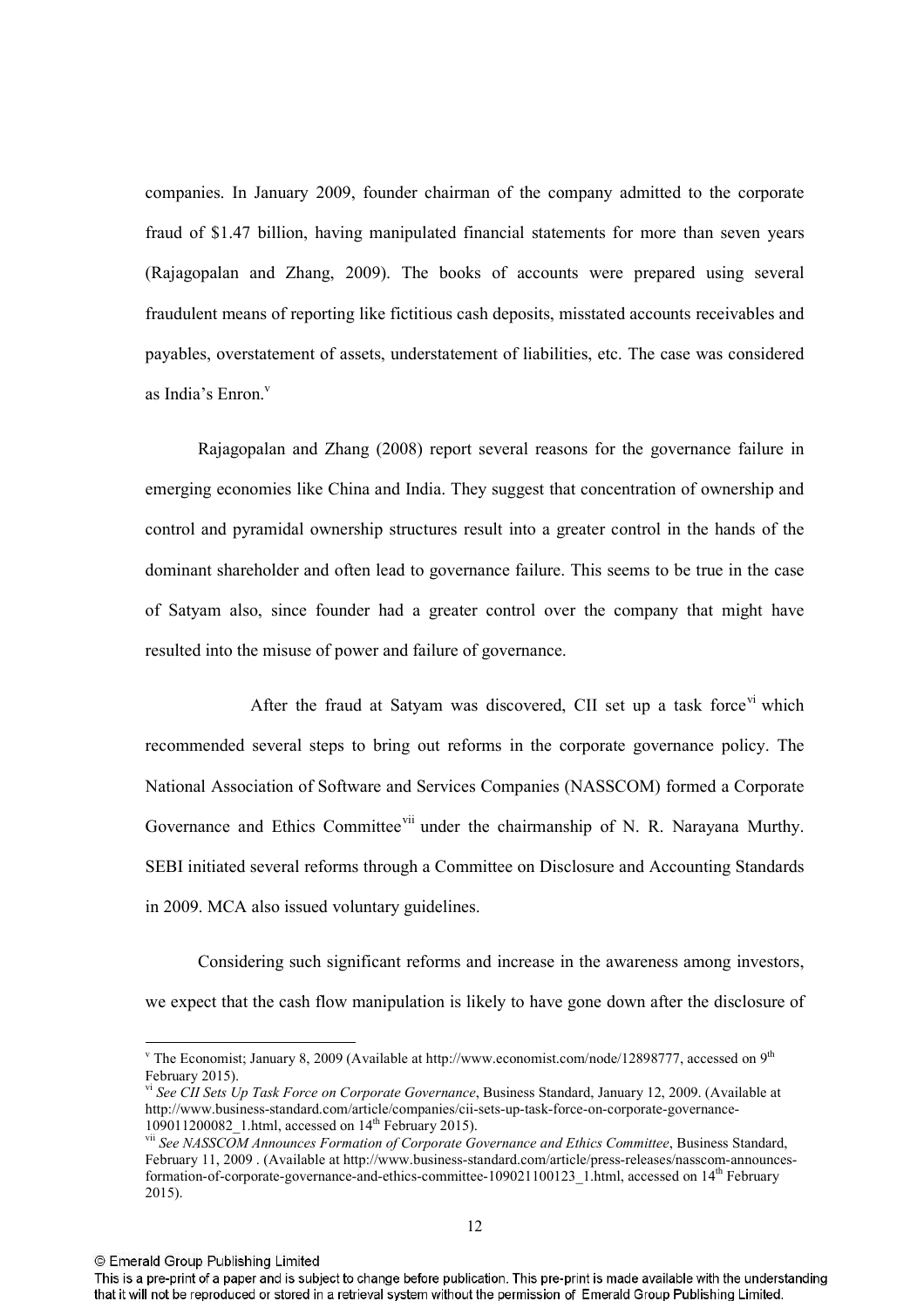companies. In January 2009, founder chairman of the company admitted to the corporate fraud of $1.47 billion, having manipulated financial statements for more than seven years (Rajagopalan and Zhang, 2009). The books of accounts were prepared using several fraudulent means of reporting like fictitious cash deposits, misstated accounts receivables and payables, overstatement of assets, understatement of liabilities, etc. The case was considered as India's Enron.[v]

Rajagopalan and Zhang (2008) report several reasons for the governance failure in emerging economies like China and India. They suggest that concentration of ownership and control and pyramidal ownership structures result into a greater control in the hands of the dominant shareholder and often lead to governance failure. This seems to be true in the case of Satyam also, since founder had a greater control over the company that might have resulted into the misuse of power and failure of governance.

After the fraud at Satyam was discovered, CII set up a task force[vi] which recommended several steps to bring out reforms in the corporate governance policy. The National Association of Software and Services Companies (NASSCOM) formed a Corporate Governance and Ethics Committee[vii] under the chairmanship of N. R. Narayana Murthy. SEBI initiated several reforms through a Committee on Disclosure and Accounting Standards in 2009. MCA also issued voluntary guidelines.

Considering such significant reforms and increase in the awareness among investors, we expect that the cash flow manipulation is likely to have gone down after the disclosure of

---

[v] The Economist; January 8, 2009 (Available at http://www.economist.com/node/12898777, accessed on 9th February 2015).

[vi] *See CII Sets Up Task Force on Corporate Governance*, Business Standard, January 12, 2009. (Available at http://www.business-standard.com/article/companies/cii-sets-up-task-force-on-corporate-governance-109011200082_1.html, accessed on 14th February 2015).

[vii] *See NASSCOM Announces Formation of Corporate Governance and Ethics Committee*, Business Standard, February 11, 2009 . (Available at http://www.business-standard.com/article/press-releases/nasscom-announces-formation-of-corporate-governance-and-ethics-committee-109021100123_1.html, accessed on 14th February 2015).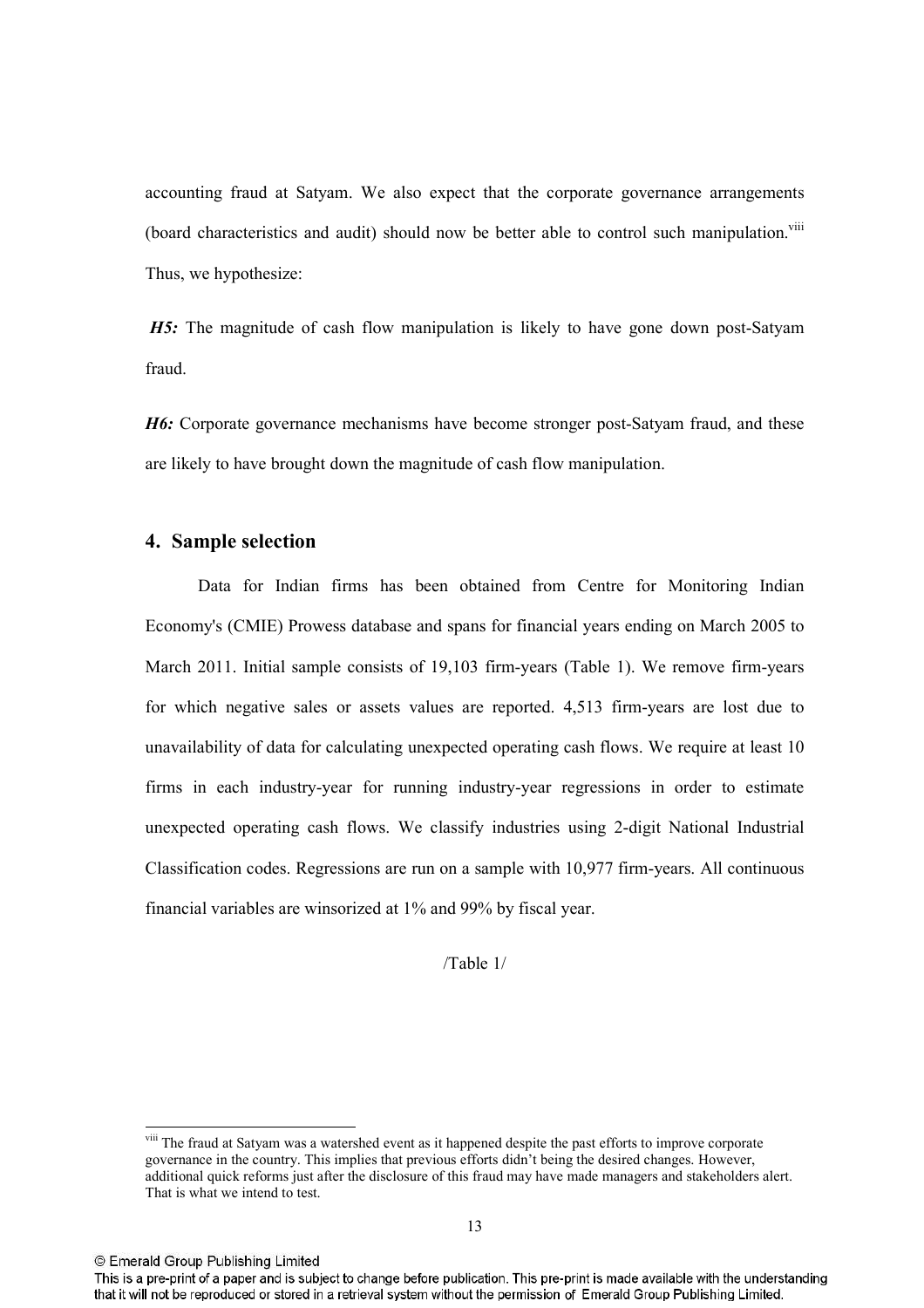accounting fraud at Satyam. We also expect that the corporate governance arrangements (board characteristics and audit) should now be better able to control such manipulation.[viii] Thus, we hypothesize:

***H5:*** The magnitude of cash flow manipulation is likely to have gone down post-Satyam fraud.

***H6:*** Corporate governance mechanisms have become stronger post-Satyam fraud, and these are likely to have brought down the magnitude of cash flow manipulation.

## 4. Sample selection

Data for Indian firms has been obtained from Centre for Monitoring Indian Economy's (CMIE) Prowess database and spans for financial years ending on March 2005 to March 2011. Initial sample consists of 19,103 firm-years (Table 1). We remove firm-years for which negative sales or assets values are reported. 4,513 firm-years are lost due to unavailability of data for calculating unexpected operating cash flows. We require at least 10 firms in each industry-year for running industry-year regressions in order to estimate unexpected operating cash flows. We classify industries using 2-digit National Industrial Classification codes. Regressions are run on a sample with 10,977 firm-years. All continuous financial variables are winsorized at 1% and 99% by fiscal year.

/Table 1/

[viii] The fraud at Satyam was a watershed event as it happened despite the past efforts to improve corporate governance in the country. This implies that previous efforts didn't being the desired changes. However, additional quick reforms just after the disclosure of this fraud may have made managers and stakeholders alert. That is what we intend to test.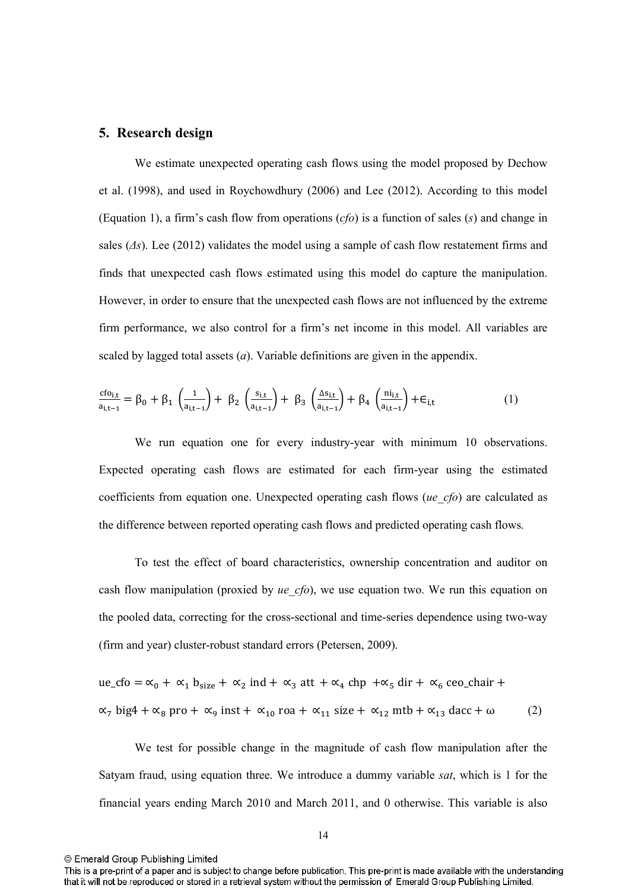## 5. Research design

We estimate unexpected operating cash flows using the model proposed by Dechow et al. (1998), and used in Roychowdhury (2006) and Lee (2012). According to this model (Equation 1), a firm's cash flow from operations (*cfo*) is a function of sales (*s*) and change in sales (*Δs*). Lee (2012) validates the model using a sample of cash flow restatement firms and finds that unexpected cash flows estimated using this model do capture the manipulation. However, in order to ensure that the unexpected cash flows are not influenced by the extreme firm performance, we also control for a firm's net income in this model. All variables are scaled by lagged total assets (*a*). Variable definitions are given in the appendix.

$$\frac{cfo_{i,t}}{a_{i,t-1}} = \beta_0 + \beta_1 \left(\frac{1}{a_{i,t-1}}\right) + \beta_2 \left(\frac{s_{i,t}}{a_{i,t-1}}\right) + \beta_3 \left(\frac{\Delta s_{i,t}}{a_{i,t-1}}\right) + \beta_4 \left(\frac{ni_{i,t}}{a_{i,t-1}}\right) + \epsilon_{i,t} \tag{1}$$

We run equation one for every industry-year with minimum 10 observations. Expected operating cash flows are estimated for each firm-year using the estimated coefficients from equation one. Unexpected operating cash flows (*ue_cfo*) are calculated as the difference between reported operating cash flows and predicted operating cash flows.

To test the effect of board characteristics, ownership concentration and auditor on cash flow manipulation (proxied by *ue_cfo*), we use equation two. We run this equation on the pooled data, correcting for the cross-sectional and time-series dependence using two-way (firm and year) cluster-robust standard errors (Petersen, 2009).

$$ue\_cfo = \propto_0 + \propto_1 b_{size} + \propto_2 ind + \propto_3 att + \propto_4 chp + \propto_5 dir + \propto_6 ceo\_chair + \propto_7 big4 + \propto_8 pro + \propto_9 inst + \propto_{10} roa + \propto_{11} size + \propto_{12} mtb + \propto_{13} dacc + \omega \tag{2}$$

We test for possible change in the magnitude of cash flow manipulation after the Satyam fraud, using equation three. We introduce a dummy variable *sat*, which is 1 for the financial years ending March 2010 and March 2011, and 0 otherwise. This variable is also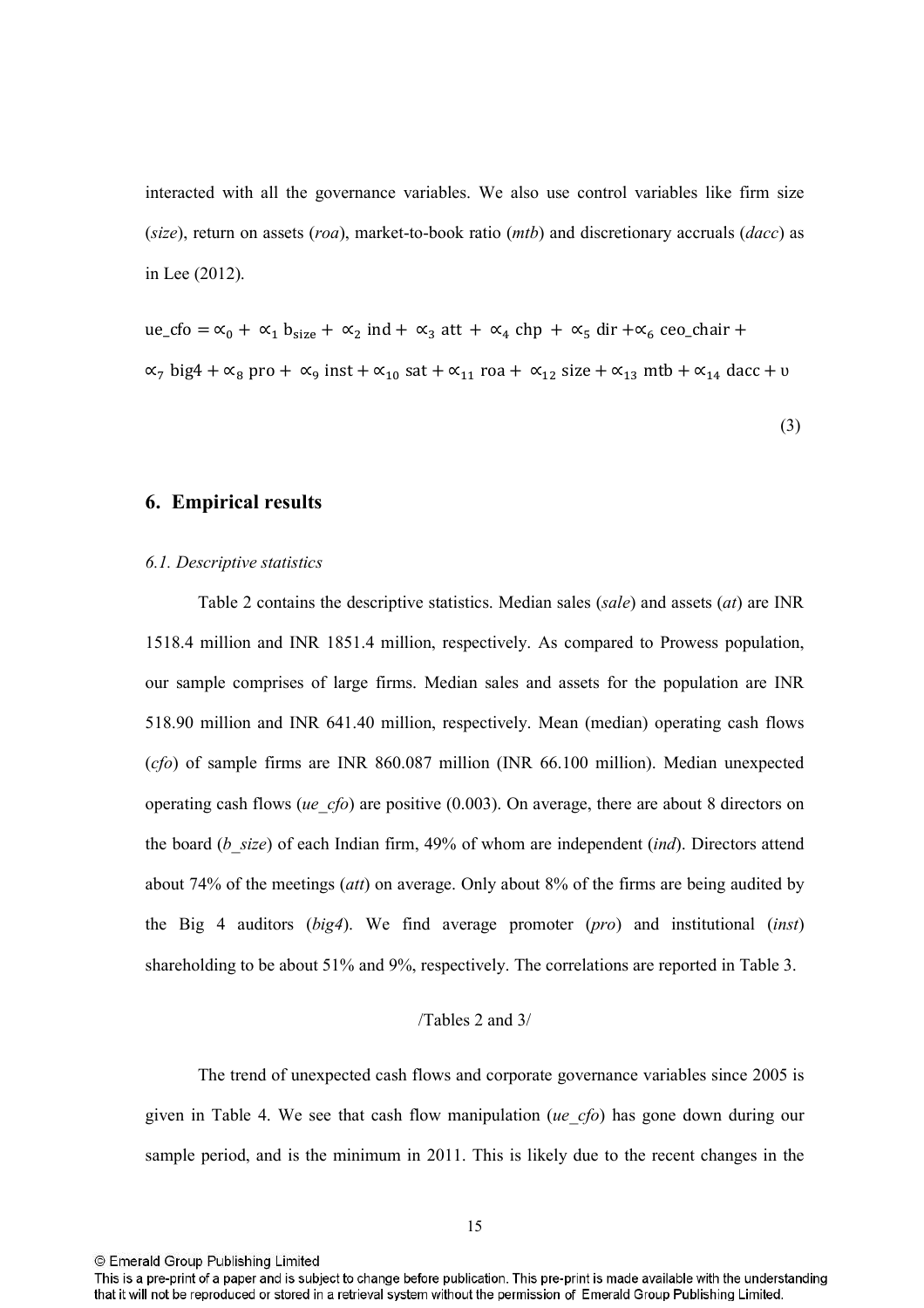interacted with all the governance variables. We also use control variables like firm size (*size*), return on assets (*roa*), market-to-book ratio (*mtb*) and discretionary accruals (*dacc*) as in Lee (2012).

$$\text{ue\_cfo} = \propto_0 + \propto_1 \text{b}_{\text{size}} + \propto_2 \text{ind} + \propto_3 \text{att} + \propto_4 \text{chp} + \propto_5 \text{dir} + \propto_6 \text{ceo\_chair} + \propto_7 \text{big4} + \propto_8 \text{pro} + \propto_9 \text{inst} + \propto_{10} \text{sat} + \propto_{11} \text{roa} + \propto_{12} \text{size} + \propto_{13} \text{mtb} + \propto_{14} \text{dacc} + \upsilon \tag{3}$$

## 6. Empirical results

### *6.1. Descriptive statistics*

Table 2 contains the descriptive statistics. Median sales (*sale*) and assets (*at*) are INR 1518.4 million and INR 1851.4 million, respectively. As compared to Prowess population, our sample comprises of large firms. Median sales and assets for the population are INR 518.90 million and INR 641.40 million, respectively. Mean (median) operating cash flows (*cfo*) of sample firms are INR 860.087 million (INR 66.100 million). Median unexpected operating cash flows (*ue_cfo*) are positive (0.003). On average, there are about 8 directors on the board (*b_size*) of each Indian firm, 49% of whom are independent (*ind*). Directors attend about 74% of the meetings (*att*) on average. Only about 8% of the firms are being audited by the Big 4 auditors (*big4*). We find average promoter (*pro*) and institutional (*inst*) shareholding to be about 51% and 9%, respectively. The correlations are reported in Table 3.

/Tables 2 and 3/

The trend of unexpected cash flows and corporate governance variables since 2005 is given in Table 4. We see that cash flow manipulation (*ue_cfo*) has gone down during our sample period, and is the minimum in 2011. This is likely due to the recent changes in the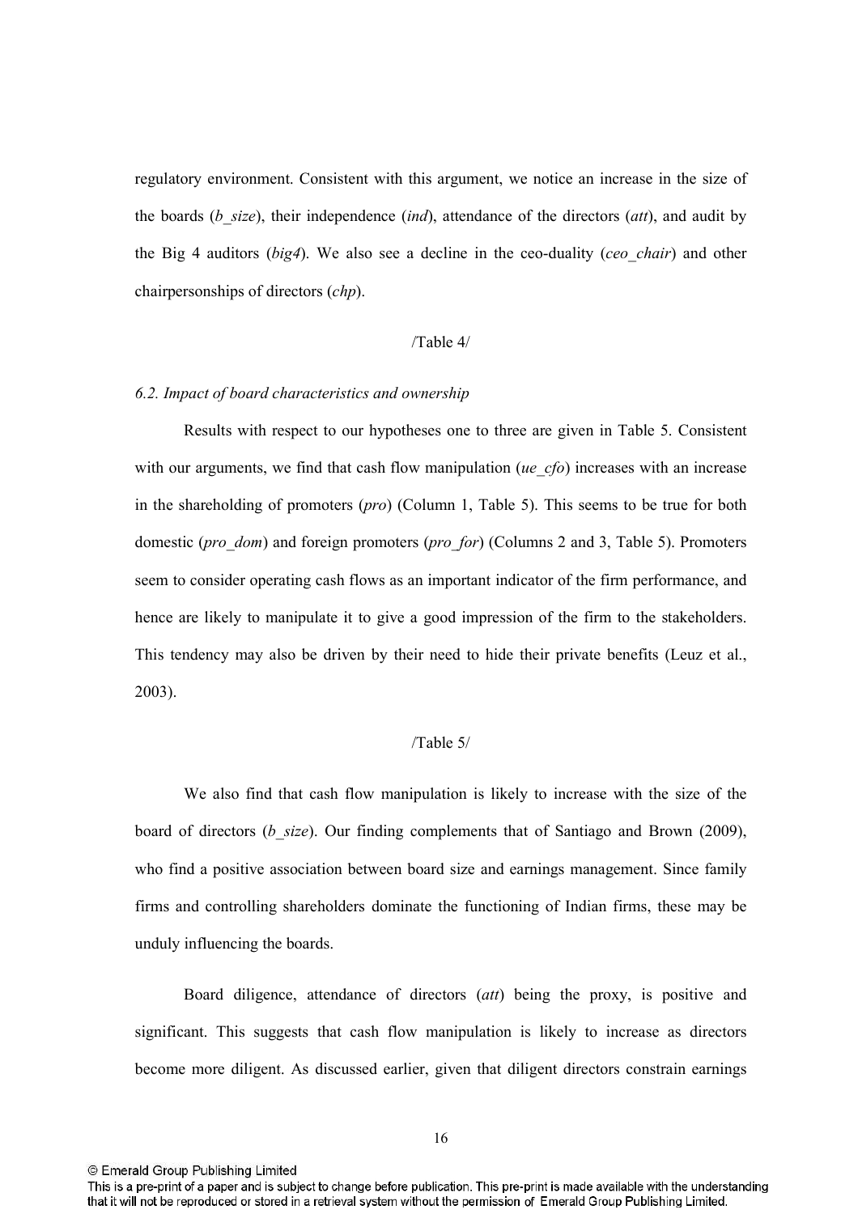regulatory environment. Consistent with this argument, we notice an increase in the size of the boards (*b_size*), their independence (*ind*), attendance of the directors (*att*), and audit by the Big 4 auditors (*big4*). We also see a decline in the ceo-duality (*ceo_chair*) and other chairpersonships of directors (*chp*).

/Table 4/

### *6.2. Impact of board characteristics and ownership*

Results with respect to our hypotheses one to three are given in Table 5. Consistent with our arguments, we find that cash flow manipulation (*ue_cfo*) increases with an increase in the shareholding of promoters (*pro*) (Column 1, Table 5). This seems to be true for both domestic (*pro_dom*) and foreign promoters (*pro_for*) (Columns 2 and 3, Table 5). Promoters seem to consider operating cash flows as an important indicator of the firm performance, and hence are likely to manipulate it to give a good impression of the firm to the stakeholders. This tendency may also be driven by their need to hide their private benefits (Leuz et al., 2003).

/Table 5/

We also find that cash flow manipulation is likely to increase with the size of the board of directors (*b_size*). Our finding complements that of Santiago and Brown (2009), who find a positive association between board size and earnings management. Since family firms and controlling shareholders dominate the functioning of Indian firms, these may be unduly influencing the boards.

Board diligence, attendance of directors (*att*) being the proxy, is positive and significant. This suggests that cash flow manipulation is likely to increase as directors become more diligent. As discussed earlier, given that diligent directors constrain earnings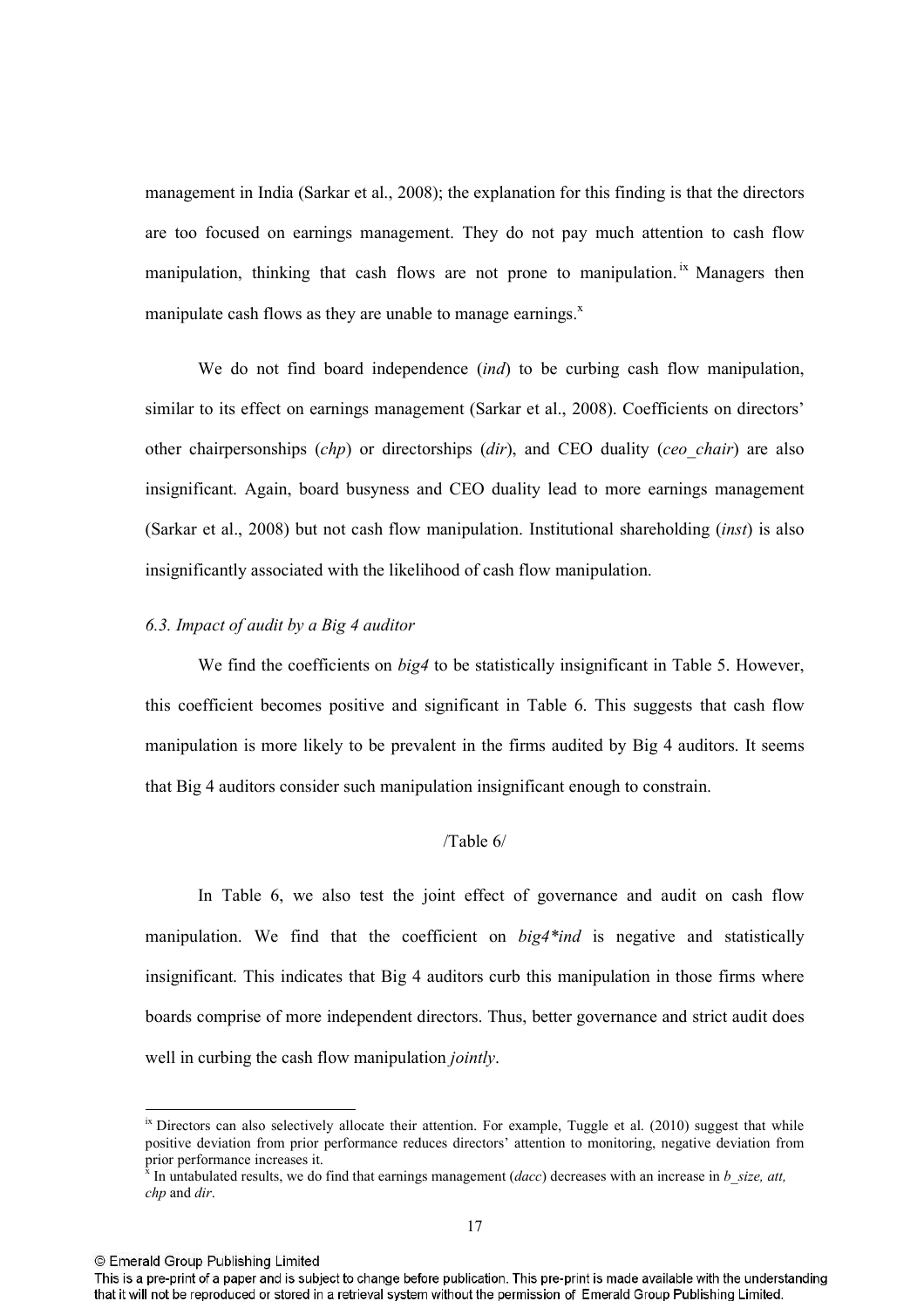management in India (Sarkar et al., 2008); the explanation for this finding is that the directors are too focused on earnings management. They do not pay much attention to cash flow manipulation, thinking that cash flows are not prone to manipulation.[ix] Managers then manipulate cash flows as they are unable to manage earnings.[x]

We do not find board independence (*ind*) to be curbing cash flow manipulation, similar to its effect on earnings management (Sarkar et al., 2008). Coefficients on directors' other chairpersonships (*chp*) or directorships (*dir*), and CEO duality (*ceo_chair*) are also insignificant. Again, board busyness and CEO duality lead to more earnings management (Sarkar et al., 2008) but not cash flow manipulation. Institutional shareholding (*inst*) is also insignificantly associated with the likelihood of cash flow manipulation.

### *6.3. Impact of audit by a Big 4 auditor*

We find the coefficients on *big4* to be statistically insignificant in Table 5. However, this coefficient becomes positive and significant in Table 6. This suggests that cash flow manipulation is more likely to be prevalent in the firms audited by Big 4 auditors. It seems that Big 4 auditors consider such manipulation insignificant enough to constrain.

/Table 6/

In Table 6, we also test the joint effect of governance and audit on cash flow manipulation. We find that the coefficient on *big4*ind* is negative and statistically insignificant. This indicates that Big 4 auditors curb this manipulation in those firms where boards comprise of more independent directors. Thus, better governance and strict audit does well in curbing the cash flow manipulation *jointly*.

---

[ix] Directors can also selectively allocate their attention. For example, Tuggle et al. (2010) suggest that while positive deviation from prior performance reduces directors' attention to monitoring, negative deviation from prior performance increases it.

[x] In untabulated results, we do find that earnings management (*dacc*) decreases with an increase in *b_size, att, chp* and *dir*.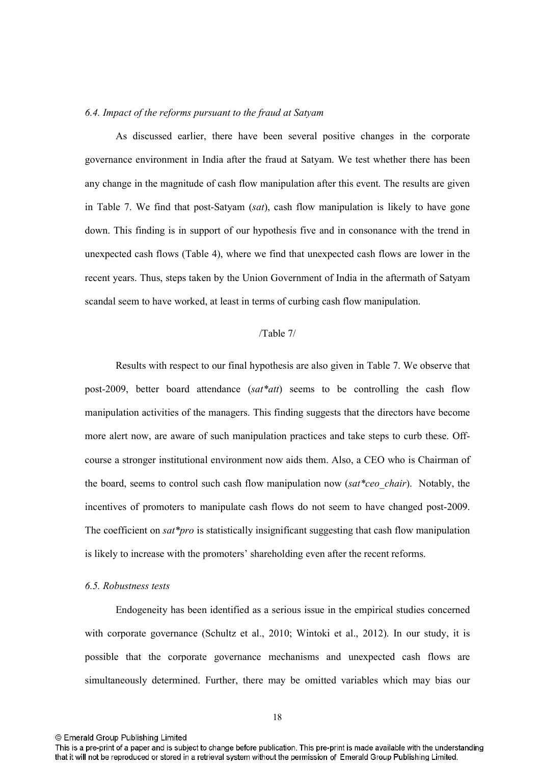### *6.4. Impact of the reforms pursuant to the fraud at Satyam*

As discussed earlier, there have been several positive changes in the corporate governance environment in India after the fraud at Satyam. We test whether there has been any change in the magnitude of cash flow manipulation after this event. The results are given in Table 7. We find that post-Satyam (*sat*), cash flow manipulation is likely to have gone down. This finding is in support of our hypothesis five and in consonance with the trend in unexpected cash flows (Table 4), where we find that unexpected cash flows are lower in the recent years. Thus, steps taken by the Union Government of India in the aftermath of Satyam scandal seem to have worked, at least in terms of curbing cash flow manipulation.

/Table 7/

Results with respect to our final hypothesis are also given in Table 7. We observe that post-2009, better board attendance (*sat*att*) seems to be controlling the cash flow manipulation activities of the managers. This finding suggests that the directors have become more alert now, are aware of such manipulation practices and take steps to curb these. Off-course a stronger institutional environment now aids them. Also, a CEO who is Chairman of the board, seems to control such cash flow manipulation now (*sat*ceo_chair*). Notably, the incentives of promoters to manipulate cash flows do not seem to have changed post-2009. The coefficient on *sat*pro* is statistically insignificant suggesting that cash flow manipulation is likely to increase with the promoters' shareholding even after the recent reforms.

### *6.5. Robustness tests*

Endogeneity has been identified as a serious issue in the empirical studies concerned with corporate governance (Schultz et al., 2010; Wintoki et al., 2012). In our study, it is possible that the corporate governance mechanisms and unexpected cash flows are simultaneously determined. Further, there may be omitted variables which may bias our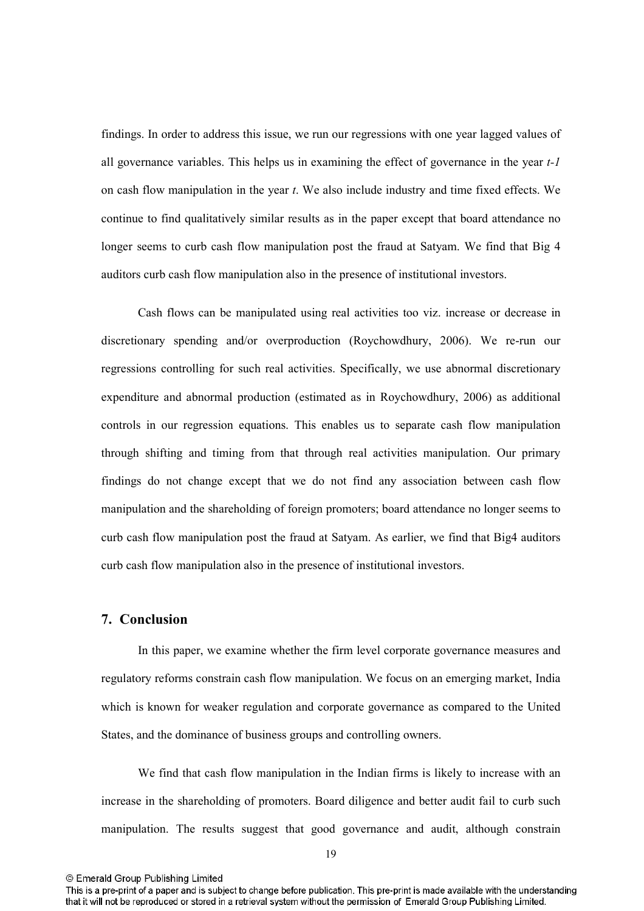findings. In order to address this issue, we run our regressions with one year lagged values of all governance variables. This helps us in examining the effect of governance in the year *t-1* on cash flow manipulation in the year *t*. We also include industry and time fixed effects. We continue to find qualitatively similar results as in the paper except that board attendance no longer seems to curb cash flow manipulation post the fraud at Satyam. We find that Big 4 auditors curb cash flow manipulation also in the presence of institutional investors.

Cash flows can be manipulated using real activities too viz. increase or decrease in discretionary spending and/or overproduction (Roychowdhury, 2006). We re-run our regressions controlling for such real activities. Specifically, we use abnormal discretionary expenditure and abnormal production (estimated as in Roychowdhury, 2006) as additional controls in our regression equations. This enables us to separate cash flow manipulation through shifting and timing from that through real activities manipulation. Our primary findings do not change except that we do not find any association between cash flow manipulation and the shareholding of foreign promoters; board attendance no longer seems to curb cash flow manipulation post the fraud at Satyam. As earlier, we find that Big4 auditors curb cash flow manipulation also in the presence of institutional investors.

## 7. Conclusion

In this paper, we examine whether the firm level corporate governance measures and regulatory reforms constrain cash flow manipulation. We focus on an emerging market, India which is known for weaker regulation and corporate governance as compared to the United States, and the dominance of business groups and controlling owners.

We find that cash flow manipulation in the Indian firms is likely to increase with an increase in the shareholding of promoters. Board diligence and better audit fail to curb such manipulation. The results suggest that good governance and audit, although constrain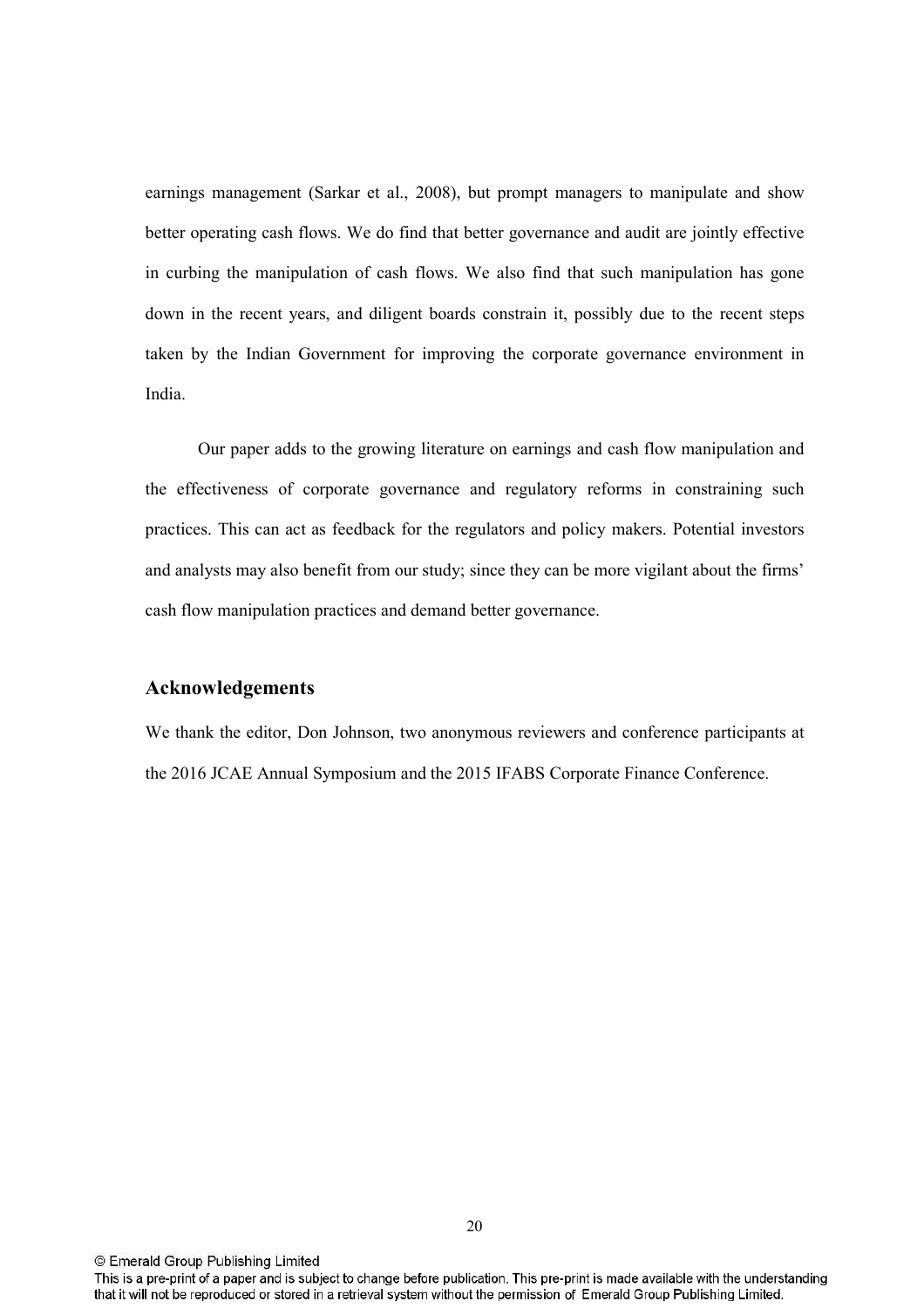earnings management (Sarkar et al., 2008), but prompt managers to manipulate and show better operating cash flows. We do find that better governance and audit are jointly effective in curbing the manipulation of cash flows. We also find that such manipulation has gone down in the recent years, and diligent boards constrain it, possibly due to the recent steps taken by the Indian Government for improving the corporate governance environment in India.

Our paper adds to the growing literature on earnings and cash flow manipulation and the effectiveness of corporate governance and regulatory reforms in constraining such practices. This can act as feedback for the regulators and policy makers. Potential investors and analysts may also benefit from our study; since they can be more vigilant about the firms' cash flow manipulation practices and demand better governance.

## Acknowledgements

We thank the editor, Don Johnson, two anonymous reviewers and conference participants at the 2016 JCAE Annual Symposium and the 2015 IFABS Corporate Finance Conference.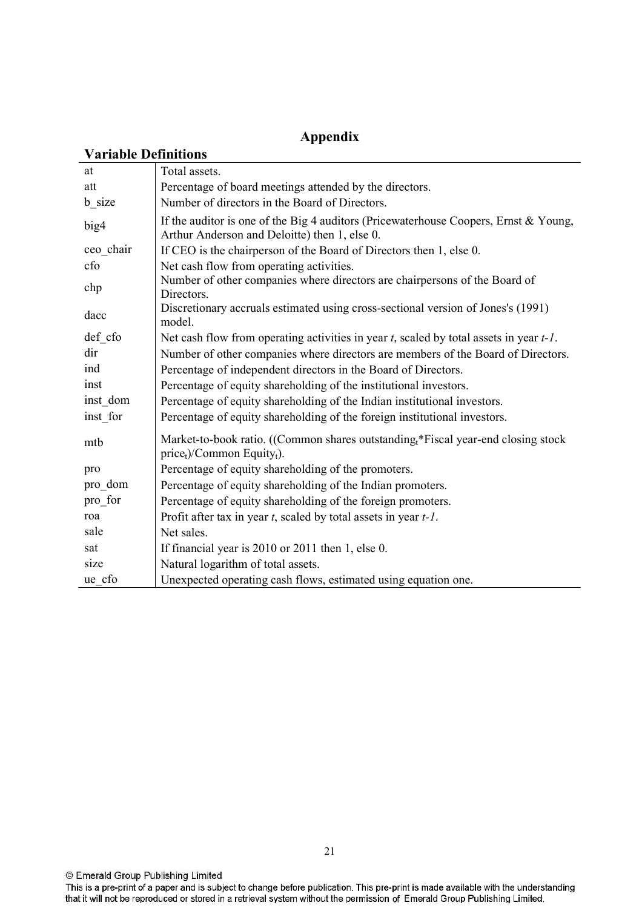# Appendix

## Variable Definitions

| Variable | Definition |
|---|---|
| at | Total assets. |
| att | Percentage of board meetings attended by the directors. |
| b_size | Number of directors in the Board of Directors. |
| big4 | If the auditor is one of the Big 4 auditors (Pricewaterhouse Coopers, Ernst & Young, Arthur Anderson and Deloitte) then 1, else 0. |
| ceo_chair | If CEO is the chairperson of the Board of Directors then 1, else 0. |
| cfo | Net cash flow from operating activities. |
| chp | Number of other companies where directors are chairpersons of the Board of Directors. |
| dacc | Discretionary accruals estimated using cross-sectional version of Jones's (1991) model. |
| def_cfo | Net cash flow from operating activities in year *t*, scaled by total assets in year *t-1*. |
| dir | Number of other companies where directors are members of the Board of Directors. |
| ind | Percentage of independent directors in the Board of Directors. |
| inst | Percentage of equity shareholding of the institutional investors. |
| inst_dom | Percentage of equity shareholding of the Indian institutional investors. |
| inst_for | Percentage of equity shareholding of the foreign institutional investors. |
| mtb | Market-to-book ratio. ((Common shares outstanding$_t$*Fiscal year-end closing stock price$_t$)/Common Equity$_t$). |
| pro | Percentage of equity shareholding of the promoters. |
| pro_dom | Percentage of equity shareholding of the Indian promoters. |
| pro_for | Percentage of equity shareholding of the foreign promoters. |
| roa | Profit after tax in year *t*, scaled by total assets in year *t-1*. |
| sale | Net sales. |
| sat | If financial year is 2010 or 2011 then 1, else 0. |
| size | Natural logarithm of total assets. |
| ue_cfo | Unexpected operating cash flows, estimated using equation one. |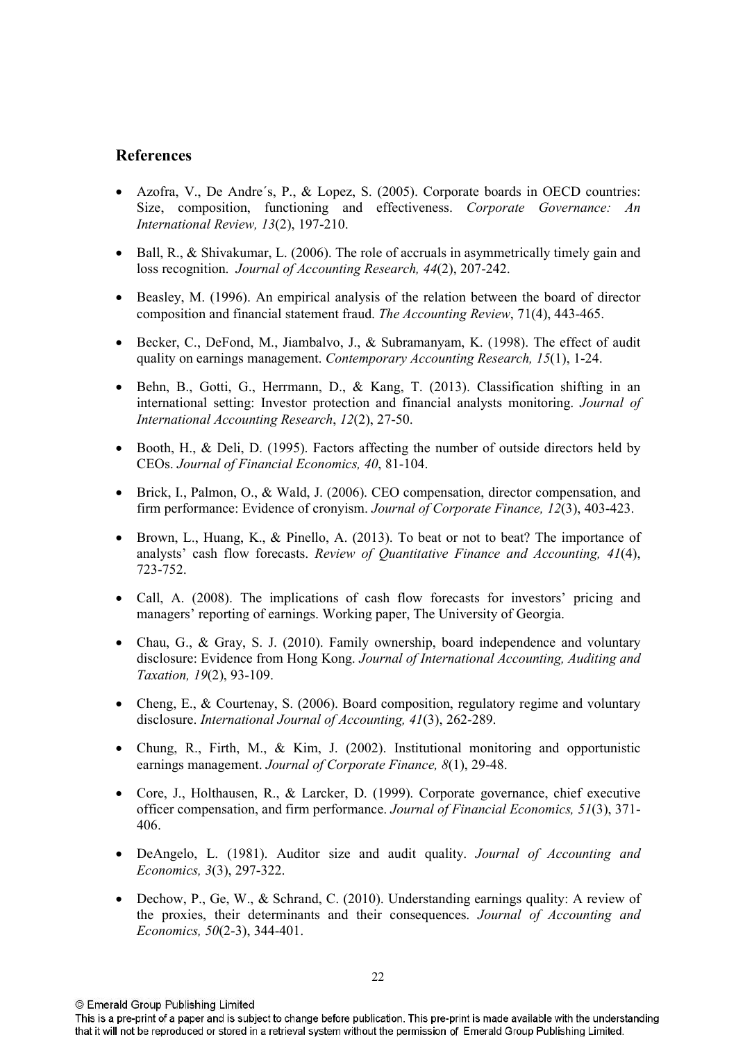## References

- Azofra, V., De Andre´s, P., & Lopez, S. (2005). Corporate boards in OECD countries: Size, composition, functioning and effectiveness. *Corporate Governance: An International Review, 13*(2), 197-210.
- Ball, R., & Shivakumar, L. (2006). The role of accruals in asymmetrically timely gain and loss recognition. *Journal of Accounting Research, 44*(2), 207-242.
- Beasley, M. (1996). An empirical analysis of the relation between the board of director composition and financial statement fraud. *The Accounting Review*, 71(4), 443-465.
- Becker, C., DeFond, M., Jiambalvo, J., & Subramanyam, K. (1998). The effect of audit quality on earnings management. *Contemporary Accounting Research, 15*(1), 1-24.
- Behn, B., Gotti, G., Herrmann, D., & Kang, T. (2013). Classification shifting in an international setting: Investor protection and financial analysts monitoring. *Journal of International Accounting Research*, *12*(2), 27-50.
- Booth, H., & Deli, D. (1995). Factors affecting the number of outside directors held by CEOs. *Journal of Financial Economics, 40*, 81-104.
- Brick, I., Palmon, O., & Wald, J. (2006). CEO compensation, director compensation, and firm performance: Evidence of cronyism. *Journal of Corporate Finance, 12*(3), 403-423.
- Brown, L., Huang, K., & Pinello, A. (2013). To beat or not to beat? The importance of analysts' cash flow forecasts. *Review of Quantitative Finance and Accounting, 41*(4), 723-752.
- Call, A. (2008). The implications of cash flow forecasts for investors' pricing and managers' reporting of earnings. Working paper, The University of Georgia.
- Chau, G., & Gray, S. J. (2010). Family ownership, board independence and voluntary disclosure: Evidence from Hong Kong. *Journal of International Accounting, Auditing and Taxation, 19*(2), 93-109.
- Cheng, E., & Courtenay, S. (2006). Board composition, regulatory regime and voluntary disclosure. *International Journal of Accounting, 41*(3), 262-289.
- Chung, R., Firth, M., & Kim, J. (2002). Institutional monitoring and opportunistic earnings management. *Journal of Corporate Finance, 8*(1), 29-48.
- Core, J., Holthausen, R., & Larcker, D. (1999). Corporate governance, chief executive officer compensation, and firm performance. *Journal of Financial Economics, 51*(3), 371-406.
- DeAngelo, L. (1981). Auditor size and audit quality. *Journal of Accounting and Economics, 3*(3), 297-322.
- Dechow, P., Ge, W., & Schrand, C. (2010). Understanding earnings quality: A review of the proxies, their determinants and their consequences. *Journal of Accounting and Economics, 50*(2-3), 344-401.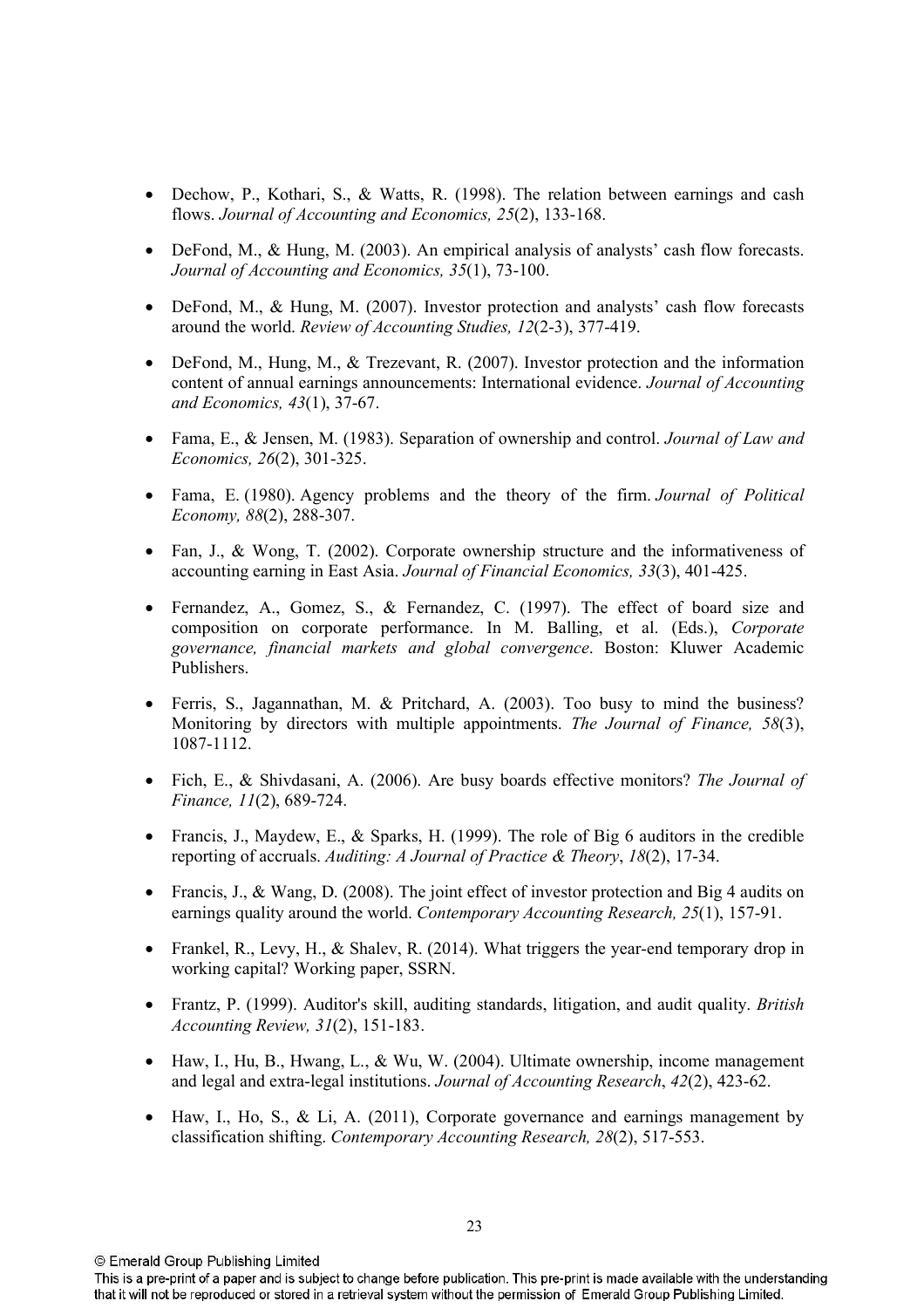- Dechow, P., Kothari, S., & Watts, R. (1998). The relation between earnings and cash flows. *Journal of Accounting and Economics, 25*(2), 133-168.

- DeFond, M., & Hung, M. (2003). An empirical analysis of analysts' cash flow forecasts. *Journal of Accounting and Economics, 35*(1), 73-100.

- DeFond, M., & Hung, M. (2007). Investor protection and analysts' cash flow forecasts around the world. *Review of Accounting Studies, 12*(2-3), 377-419.

- DeFond, M., Hung, M., & Trezevant, R. (2007). Investor protection and the information content of annual earnings announcements: International evidence. *Journal of Accounting and Economics, 43*(1), 37-67.

- Fama, E., & Jensen, M. (1983). Separation of ownership and control. *Journal of Law and Economics, 26*(2), 301-325.

- Fama, E. (1980). Agency problems and the theory of the firm. *Journal of Political Economy, 88*(2), 288-307.

- Fan, J., & Wong, T. (2002). Corporate ownership structure and the informativeness of accounting earning in East Asia. *Journal of Financial Economics, 33*(3), 401-425.

- Fernandez, A., Gomez, S., & Fernandez, C. (1997). The effect of board size and composition on corporate performance. In M. Balling, et al. (Eds.), *Corporate governance, financial markets and global convergence*. Boston: Kluwer Academic Publishers.

- Ferris, S., Jagannathan, M. & Pritchard, A. (2003). Too busy to mind the business? Monitoring by directors with multiple appointments. *The Journal of Finance, 58*(3), 1087-1112.

- Fich, E., & Shivdasani, A. (2006). Are busy boards effective monitors? *The Journal of Finance, 11*(2), 689-724.

- Francis, J., Maydew, E., & Sparks, H. (1999). The role of Big 6 auditors in the credible reporting of accruals. *Auditing: A Journal of Practice & Theory*, *18*(2), 17-34.

- Francis, J., & Wang, D. (2008). The joint effect of investor protection and Big 4 audits on earnings quality around the world. *Contemporary Accounting Research, 25*(1), 157-91.

- Frankel, R., Levy, H., & Shalev, R. (2014). What triggers the year-end temporary drop in working capital? Working paper, SSRN.

- Frantz, P. (1999). Auditor's skill, auditing standards, litigation, and audit quality. *British Accounting Review, 31*(2), 151-183.

- Haw, I., Hu, B., Hwang, L., & Wu, W. (2004). Ultimate ownership, income management and legal and extra-legal institutions. *Journal of Accounting Research*, *42*(2), 423-62.

- Haw, I., Ho, S., & Li, A. (2011), Corporate governance and earnings management by classification shifting. *Contemporary Accounting Research, 28*(2), 517-553.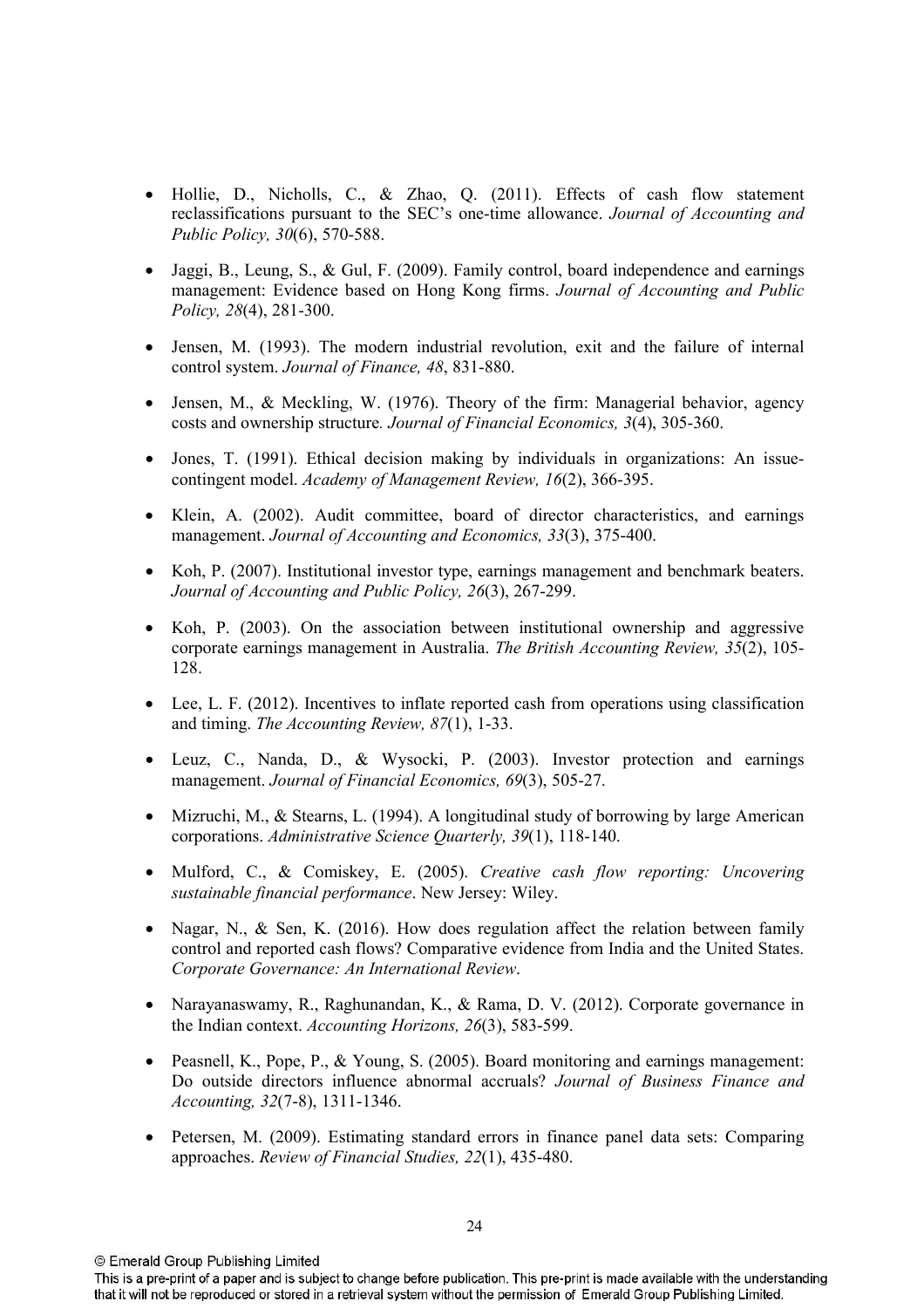- Hollie, D., Nicholls, C., & Zhao, Q. (2011). Effects of cash flow statement reclassifications pursuant to the SEC's one-time allowance. *Journal of Accounting and Public Policy, 30*(6), 570-588.

- Jaggi, B., Leung, S., & Gul, F. (2009). Family control, board independence and earnings management: Evidence based on Hong Kong firms. *Journal of Accounting and Public Policy, 28*(4), 281-300.

- Jensen, M. (1993). The modern industrial revolution, exit and the failure of internal control system. *Journal of Finance, 48*, 831-880.

- Jensen, M., & Meckling, W. (1976). Theory of the firm: Managerial behavior, agency costs and ownership structure. *Journal of Financial Economics, 3*(4), 305-360.

- Jones, T. (1991). Ethical decision making by individuals in organizations: An issue-contingent model. *Academy of Management Review, 16*(2), 366-395.

- Klein, A. (2002). Audit committee, board of director characteristics, and earnings management. *Journal of Accounting and Economics, 33*(3), 375-400.

- Koh, P. (2007). Institutional investor type, earnings management and benchmark beaters. *Journal of Accounting and Public Policy, 26*(3), 267-299.

- Koh, P. (2003). On the association between institutional ownership and aggressive corporate earnings management in Australia. *The British Accounting Review, 35*(2), 105-128.

- Lee, L. F. (2012). Incentives to inflate reported cash from operations using classification and timing. *The Accounting Review, 87*(1), 1-33.

- Leuz, C., Nanda, D., & Wysocki, P. (2003). Investor protection and earnings management. *Journal of Financial Economics, 69*(3), 505-27.

- Mizruchi, M., & Stearns, L. (1994). A longitudinal study of borrowing by large American corporations. *Administrative Science Quarterly, 39*(1), 118-140.

- Mulford, C., & Comiskey, E. (2005). *Creative cash flow reporting: Uncovering sustainable financial performance*. New Jersey: Wiley.

- Nagar, N., & Sen, K. (2016). How does regulation affect the relation between family control and reported cash flows? Comparative evidence from India and the United States. *Corporate Governance: An International Review*.

- Narayanaswamy, R., Raghunandan, K., & Rama, D. V. (2012). Corporate governance in the Indian context. *Accounting Horizons, 26*(3), 583-599.

- Peasnell, K., Pope, P., & Young, S. (2005). Board monitoring and earnings management: Do outside directors influence abnormal accruals? *Journal of Business Finance and Accounting, 32*(7-8), 1311-1346.

- Petersen, M. (2009). Estimating standard errors in finance panel data sets: Comparing approaches. *Review of Financial Studies, 22*(1), 435-480.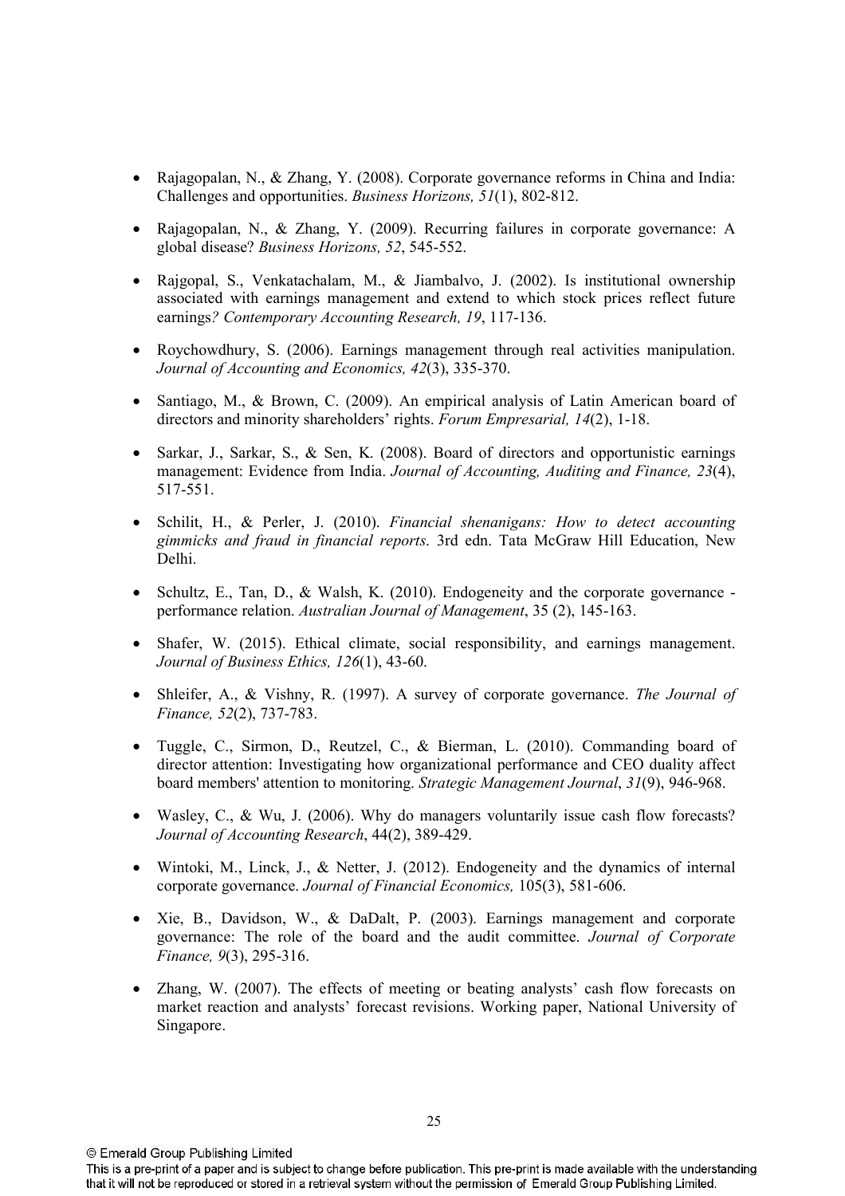- Rajagopalan, N., & Zhang, Y. (2008). Corporate governance reforms in China and India: Challenges and opportunities. *Business Horizons, 51*(1), 802-812.

- Rajagopalan, N., & Zhang, Y. (2009). Recurring failures in corporate governance: A global disease? *Business Horizons, 52*, 545-552.

- Rajgopal, S., Venkatachalam, M., & Jiambalvo, J. (2002). Is institutional ownership associated with earnings management and extend to which stock prices reflect future earnings*? Contemporary Accounting Research, 19*, 117-136.

- Roychowdhury, S. (2006). Earnings management through real activities manipulation. *Journal of Accounting and Economics, 42*(3), 335-370.

- Santiago, M., & Brown, C. (2009). An empirical analysis of Latin American board of directors and minority shareholders' rights. *Forum Empresarial, 14*(2), 1-18.

- Sarkar, J., Sarkar, S., & Sen, K. (2008). Board of directors and opportunistic earnings management: Evidence from India. *Journal of Accounting, Auditing and Finance, 23*(4), 517-551.

- Schilit, H., & Perler, J. (2010). *Financial shenanigans: How to detect accounting gimmicks and fraud in financial reports*. 3rd edn. Tata McGraw Hill Education, New Delhi.

- Schultz, E., Tan, D., & Walsh, K. (2010). Endogeneity and the corporate governance - performance relation. *Australian Journal of Management*, 35 (2), 145-163.

- Shafer, W. (2015). Ethical climate, social responsibility, and earnings management. *Journal of Business Ethics, 126*(1), 43-60.

- Shleifer, A., & Vishny, R. (1997). A survey of corporate governance. *The Journal of Finance, 52*(2), 737-783.

- Tuggle, C., Sirmon, D., Reutzel, C., & Bierman, L. (2010). Commanding board of director attention: Investigating how organizational performance and CEO duality affect board members' attention to monitoring. *Strategic Management Journal*, *31*(9), 946-968.

- Wasley, C., & Wu, J. (2006). Why do managers voluntarily issue cash flow forecasts? *Journal of Accounting Research*, 44(2), 389-429.

- Wintoki, M., Linck, J., & Netter, J. (2012). Endogeneity and the dynamics of internal corporate governance. *Journal of Financial Economics,* 105(3), 581-606.

- Xie, B., Davidson, W., & DaDalt, P. (2003). Earnings management and corporate governance: The role of the board and the audit committee. *Journal of Corporate Finance, 9*(3), 295-316.

- Zhang, W. (2007). The effects of meeting or beating analysts' cash flow forecasts on market reaction and analysts' forecast revisions. Working paper, National University of Singapore.

© Emerald Group Publishing Limited

This is a pre-print of a paper and is subject to change before publication. This pre-print is made available with the understanding that it will not be reproduced or stored in a retrieval system without the permission of Emerald Group Publishing Limited.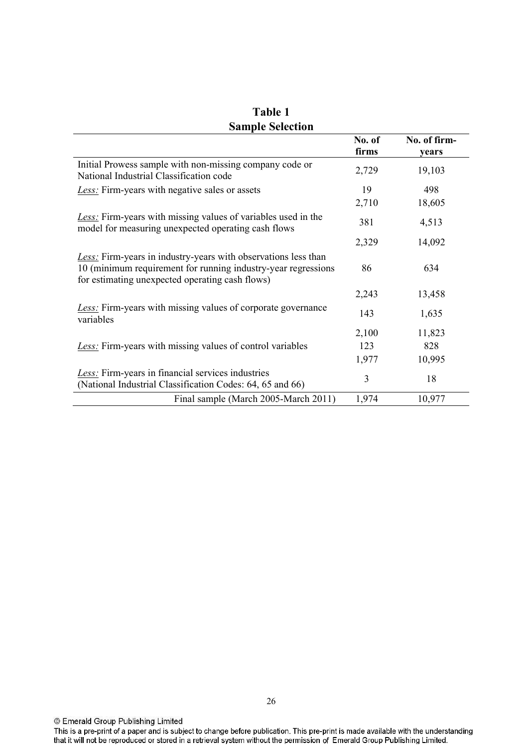**Table 1**
**Sample Selection**

| | No. of firms | No. of firm-years |
|---|---|---|
| Initial Prowess sample with non-missing company code or National Industrial Classification code | 2,729 | 19,103 |
| *Less:* Firm-years with negative sales or assets | 19 | 498 |
| | 2,710 | 18,605 |
| *Less:* Firm-years with missing values of variables used in the model for measuring unexpected operating cash flows | 381 | 4,513 |
| | 2,329 | 14,092 |
| *Less:* Firm-years in industry-years with observations less than 10 (minimum requirement for running industry-year regressions for estimating unexpected operating cash flows) | 86 | 634 |
| | 2,243 | 13,458 |
| *Less:* Firm-years with missing values of corporate governance variables | 143 | 1,635 |
| | 2,100 | 11,823 |
| *Less:* Firm-years with missing values of control variables | 123 | 828 |
| | 1,977 | 10,995 |
| *Less:* Firm-years in financial services industries (National Industrial Classification Codes: 64, 65 and 66) | 3 | 18 |
| Final sample (March 2005-March 2011) | 1,974 | 10,977 |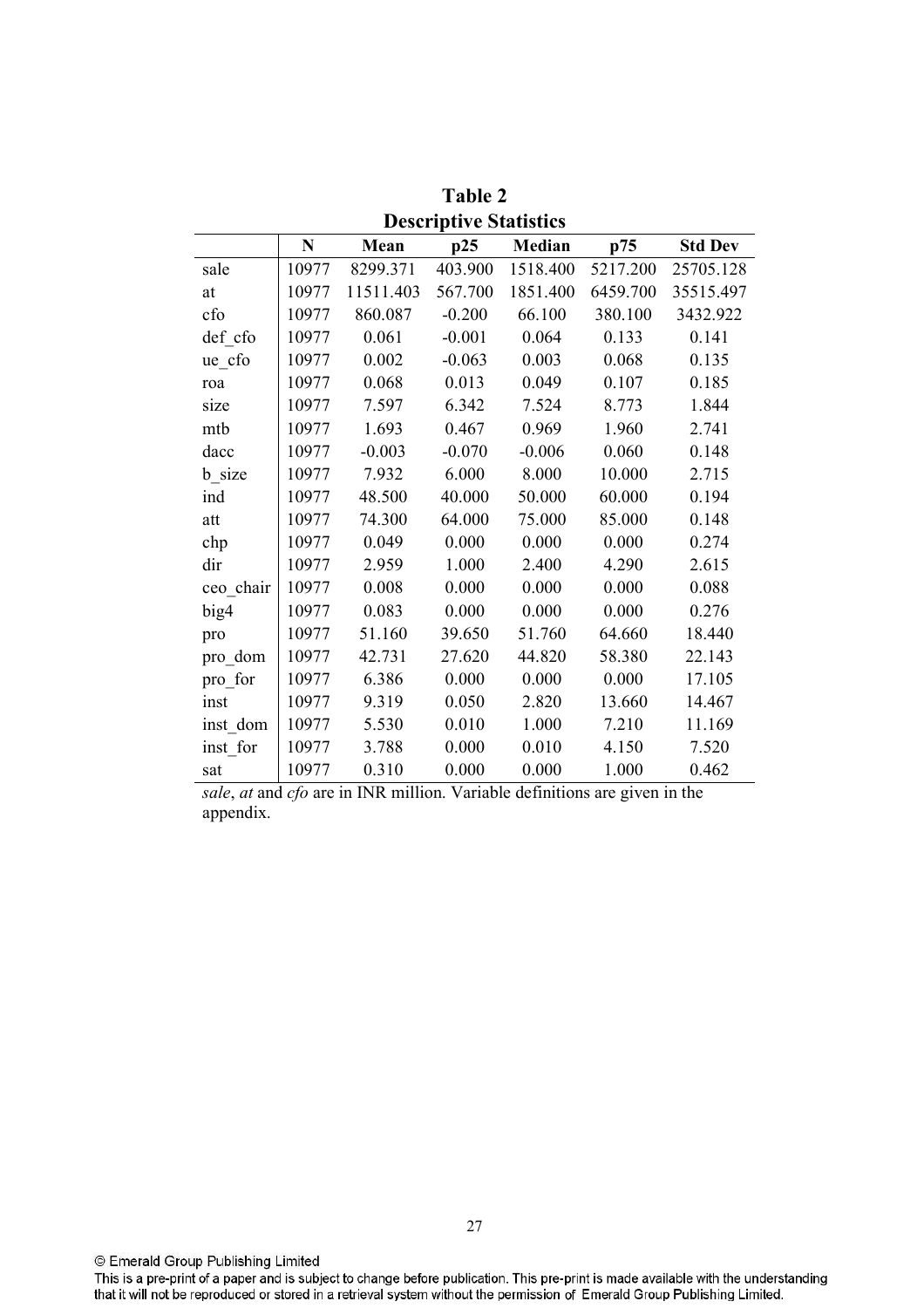**Table 2**
**Descriptive Statistics**

| | N | Mean | p25 | Median | p75 | Std Dev |
|---|---|---|---|---|---|---|
| sale | 10977 | 8299.371 | 403.900 | 1518.400 | 5217.200 | 25705.128 |
| at | 10977 | 11511.403 | 567.700 | 1851.400 | 6459.700 | 35515.497 |
| cfo | 10977 | 860.087 | -0.200 | 66.100 | 380.100 | 3432.922 |
| def_cfo | 10977 | 0.061 | -0.001 | 0.064 | 0.133 | 0.141 |
| ue_cfo | 10977 | 0.002 | -0.063 | 0.003 | 0.068 | 0.135 |
| roa | 10977 | 0.068 | 0.013 | 0.049 | 0.107 | 0.185 |
| size | 10977 | 7.597 | 6.342 | 7.524 | 8.773 | 1.844 |
| mtb | 10977 | 1.693 | 0.467 | 0.969 | 1.960 | 2.741 |
| dacc | 10977 | -0.003 | -0.070 | -0.006 | 0.060 | 0.148 |
| b_size | 10977 | 7.932 | 6.000 | 8.000 | 10.000 | 2.715 |
| ind | 10977 | 48.500 | 40.000 | 50.000 | 60.000 | 0.194 |
| att | 10977 | 74.300 | 64.000 | 75.000 | 85.000 | 0.148 |
| chp | 10977 | 0.049 | 0.000 | 0.000 | 0.000 | 0.274 |
| dir | 10977 | 2.959 | 1.000 | 2.400 | 4.290 | 2.615 |
| ceo_chair | 10977 | 0.008 | 0.000 | 0.000 | 0.000 | 0.088 |
| big4 | 10977 | 0.083 | 0.000 | 0.000 | 0.000 | 0.276 |
| pro | 10977 | 51.160 | 39.650 | 51.760 | 64.660 | 18.440 |
| pro_dom | 10977 | 42.731 | 27.620 | 44.820 | 58.380 | 22.143 |
| pro_for | 10977 | 6.386 | 0.000 | 0.000 | 0.000 | 17.105 |
| inst | 10977 | 9.319 | 0.050 | 2.820 | 13.660 | 14.467 |
| inst_dom | 10977 | 5.530 | 0.010 | 1.000 | 7.210 | 11.169 |
| inst_for | 10977 | 3.788 | 0.000 | 0.010 | 4.150 | 7.520 |
| sat | 10977 | 0.310 | 0.000 | 0.000 | 1.000 | 0.462 |

*sale*, *at* and *cfo* are in INR million. Variable definitions are given in the appendix.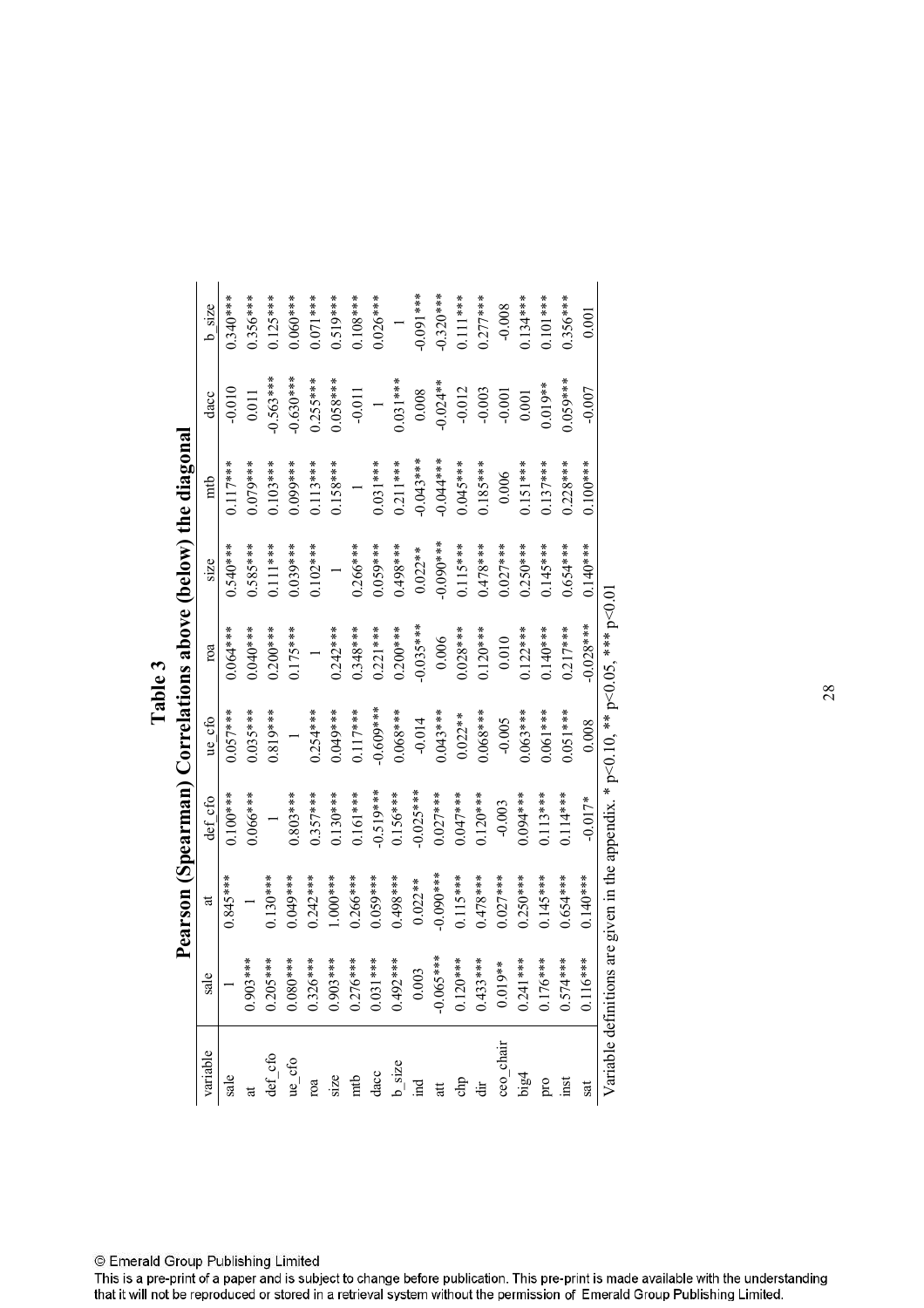# Table 3

## Pearson (Spearman) Correlations above (below) the diagonal

| variable | sale | at | def_cfo | ue_cfo | roa | size | mtb | dacc | b_size |
|---|---|---|---|---|---|---|---|---|---|
| sale | 1 | 0.845*** | 0.100*** | 0.057*** | 0.064*** | 0.540*** | 0.117*** | -0.010 | 0.340*** |
| at | 0.903*** | 1 | 0.066*** | 0.035*** | 0.040*** | 0.585*** | 0.079*** | 0.011 | 0.356*** |
| def_cfo | 0.205*** | 0.130*** | 1 | 0.819*** | 0.200*** | 0.111*** | 0.103*** | -0.563*** | 0.125*** |
| ue_cfo | 0.080*** | 0.049*** | 0.803*** | 1 | 0.175*** | 0.039*** | 0.099*** | -0.630*** | 0.060*** |
| roa | 0.326*** | 0.242*** | 0.357*** | 0.254*** | 1 | 0.102*** | 0.113*** | 0.255*** | 0.071*** |
| size | 0.903*** | 1.000*** | 0.130*** | 0.049*** | 0.242*** | 1 | 0.158*** | 0.058*** | 0.519*** |
| mtb | 0.276*** | 0.266*** | 0.161*** | 0.117*** | 0.348*** | 0.266*** | 1 | -0.011 | 0.108*** |
| dacc | 0.031*** | 0.059*** | -0.519*** | -0.609*** | 0.221*** | 0.059*** | 0.031*** | 1 | 0.026*** |
| b_size | 0.492*** | 0.498*** | 0.156*** | 0.068*** | 0.200*** | 0.498*** | 0.211*** | 0.031*** | 1 |
| ind | 0.003 | 0.022** | -0.025*** | -0.014 | -0.035*** | 0.022** | -0.043*** | 0.008 | -0.091*** |
| att | -0.065*** | -0.090*** | 0.027*** | 0.043*** | 0.006 | -0.090*** | -0.044*** | -0.024** | -0.320*** |
| chp | 0.120*** | 0.115*** | 0.047*** | 0.022** | 0.028*** | 0.115*** | 0.045*** | -0.012 | 0.111*** |
| dir | 0.433*** | 0.478*** | 0.120*** | 0.068*** | 0.120*** | 0.478*** | 0.185*** | -0.003 | 0.277*** |
| ceo_chair | 0.019** | 0.027*** | -0.003 | -0.005 | 0.010 | 0.027*** | 0.006 | -0.001 | -0.008 |
| big4 | 0.241*** | 0.250*** | 0.094*** | 0.063*** | 0.122*** | 0.250*** | 0.151*** | 0.001 | 0.134*** |
| pro | 0.176*** | 0.145*** | 0.113*** | 0.061*** | 0.140*** | 0.145*** | 0.137*** | 0.019** | 0.101*** |
| inst | 0.574*** | 0.654*** | 0.114*** | 0.051*** | 0.217*** | 0.654*** | 0.228*** | 0.059*** | 0.356*** |
| sat | 0.116*** | 0.140*** | -0.017* | 0.008 | -0.028*** | 0.140*** | 0.100*** | -0.007 | 0.001 |

Variable definitions are given in the appendix. * $p<0.10$, ** $p<0.05$, *** $p<0.01$

© Emerald Group Publishing Limited

This is a pre-print of a paper and is subject to change before publication. This pre-print is made available with the understanding that it will not be reproduced or stored in a retrieval system without the permission of Emerald Group Publishing Limited.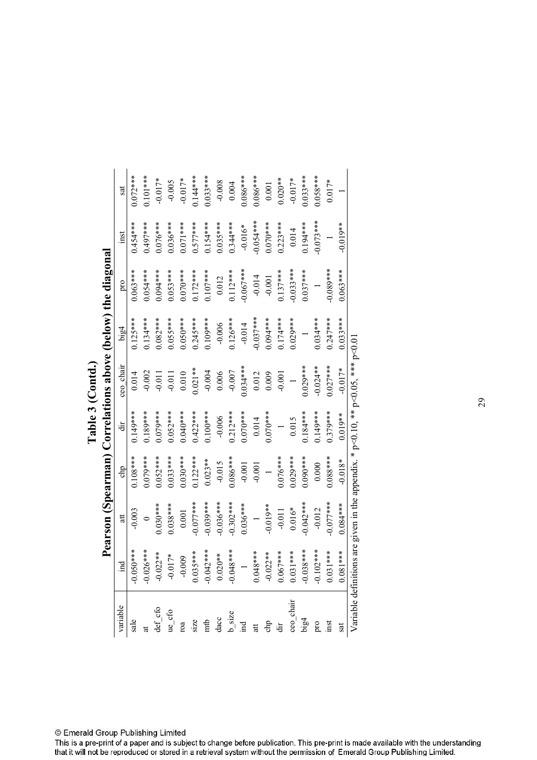# Table 3 (Contd.)

## Pearson (Spearman) Correlations above (below) the diagonal

| variable | ind | att | chp | dir | ceo_chair | big4 | pro | inst | sat |
|---|---|---|---|---|---|---|---|---|---|
| sale | -0.050*** | -0.003 | 0.108*** | 0.149*** | 0.014 | 0.125*** | 0.063*** | 0.454*** | 0.072*** |
| at | -0.026*** | 0 | 0.079*** | 0.189*** | -0.002 | 0.134*** | 0.054*** | 0.497*** | 0.101*** |
| def_cfo | -0.022** | 0.030*** | 0.052*** | 0.079*** | -0.011 | 0.082*** | 0.094*** | 0.076*** | -0.017* |
| ue_cfo | -0.017* | 0.038*** | 0.033*** | 0.052*** | -0.011 | 0.055*** | 0.053*** | 0.036*** | -0.005 |
| roa | -0.009 | 0.001 | 0.030*** | 0.040*** | 0.010 | 0.050*** | 0.070*** | 0.071*** | -0.017* |
| size | 0.035*** | -0.077*** | 0.122*** | 0.422*** | 0.021** | 0.245*** | 0.172*** | 0.577*** | 0.144*** |
| mtb | -0.042*** | -0.039*** | 0.023** | 0.100*** | -0.004 | 0.109*** | 0.107*** | 0.154*** | 0.033*** |
| dacc | 0.020** | -0.036*** | -0.015 | -0.006 | 0.006 | -0.006 | 0.012 | 0.035*** | -0.008 |
| b_size | -0.048*** | -0.302*** | 0.086*** | 0.212*** | -0.007 | 0.126*** | 0.112*** | 0.344*** | 0.004 |
| ind | 1 | 0.036*** | -0.001 | 0.070*** | 0.034*** | -0.014 | -0.067*** | -0.016* | 0.086*** |
| att | 0.048*** | 1 | -0.001 | 0.014 | 0.012 | -0.037*** | -0.014 | -0.054*** | 0.086*** |
| chp | -0.022** | -0.019** | 1 | 0.070*** | 0.009 | 0.094*** | -0.001 | 0.070*** | 0.001 |
| dir | 0.067*** | -0.011 | 0.076*** | 1 | -0.001 | 0.174*** | 0.137*** | 0.223*** | 0.020** |
| ceo_chair | 0.031*** | 0.016* | 0.029*** | 0.015 | 1 | 0.029*** | -0.033*** | 0.014 | -0.017* |
| big4 | -0.038*** | -0.042*** | 0.090*** | 0.184*** | 0.029*** | 1 | 0.037*** | 0.194*** | 0.033*** |
| pro | -0.102*** | -0.012 | 0.000 | 0.149*** | -0.024** | 0.034*** | 1 | -0.073*** | 0.058*** |
| inst | 0.031*** | -0.077*** | 0.088*** | 0.379*** | 0.027*** | 0.247*** | -0.089*** | 1 | 0.017* |
| sat | 0.081*** | 0.084*** | -0.018* | 0.019** | -0.017* | 0.033*** | 0.063*** | -0.019** | 1 |

Variable definitions are given in the appendix. * p<0.10, ** p<0.05, *** p<0.01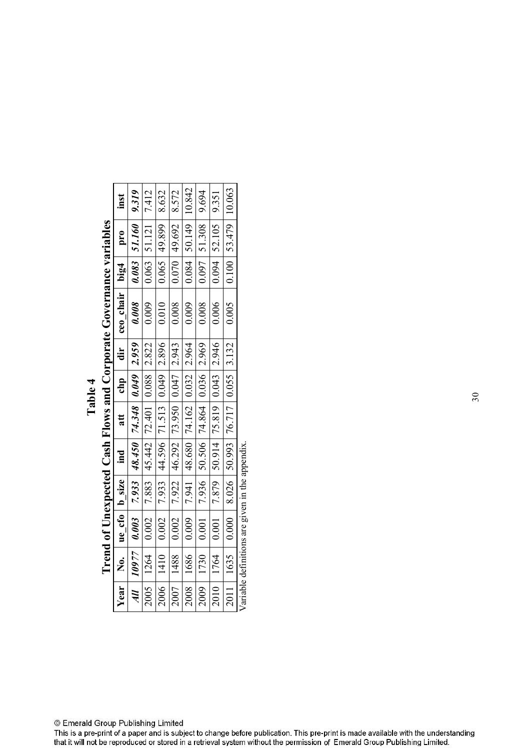# Table 4

## Trend of Unexpected Cash Flows and Corporate Governance variables

| Year | No. | ue_cfo | b_size | ind | att | chp | dir | ceo_chair | big4 | pro | inst |
|---|---|---|---|---|---|---|---|---|---|---|---|
| ***All*** | ***10977*** | ***0.003*** | ***7.933*** | ***48.450*** | ***74.348*** | ***0.049*** | ***2.959*** | ***0.008*** | ***0.083*** | ***51.160*** | ***9.319*** |
| 2005 | 1264 | 0.002 | 7.883 | 45.442 | 72.401 | 0.088 | 2.822 | 0.009 | 0.063 | 51.121 | 7.412 |
| 2006 | 1410 | 0.002 | 7.933 | 44.596 | 71.513 | 0.049 | 2.896 | 0.010 | 0.065 | 49.899 | 8.632 |
| 2007 | 1488 | 0.002 | 7.922 | 46.292 | 73.950 | 0.047 | 2.943 | 0.008 | 0.070 | 49.692 | 8.572 |
| 2008 | 1686 | 0.009 | 7.941 | 48.680 | 74.162 | 0.032 | 2.964 | 0.009 | 0.084 | 50.149 | 10.842 |
| 2009 | 1730 | 0.001 | 7.936 | 50.506 | 74.864 | 0.036 | 2.969 | 0.008 | 0.097 | 51.308 | 9.694 |
| 2010 | 1764 | 0.001 | 7.879 | 50.914 | 75.819 | 0.043 | 2.946 | 0.006 | 0.094 | 52.105 | 9.351 |
| 2011 | 1635 | 0.000 | 8.026 | 50.993 | 76.717 | 0.055 | 3.132 | 0.005 | 0.100 | 53.479 | 10.063 |

Variable definitions are given in the appendix.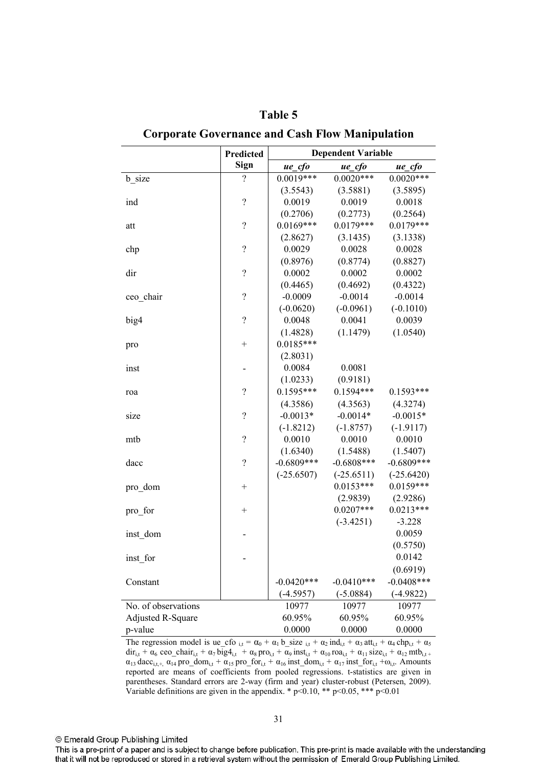# Table 5

## Corporate Governance and Cash Flow Manipulation

| | Predicted Sign | Dependent Variable | | |
|---|---|---|---|---|
| | | *ue_cfo* | *ue_cfo* | *ue_cfo* |
| b_size | ? | 0.0019*** | 0.0020*** | 0.0020*** |
| | | (3.5543) | (3.5881) | (3.5895) |
| ind | ? | 0.0019 | 0.0019 | 0.0018 |
| | | (0.2706) | (0.2773) | (0.2564) |
| att | ? | 0.0169*** | 0.0179*** | 0.0179*** |
| | | (2.8627) | (3.1435) | (3.1338) |
| chp | ? | 0.0029 | 0.0028 | 0.0028 |
| | | (0.8976) | (0.8774) | (0.8827) |
| dir | ? | 0.0002 | 0.0002 | 0.0002 |
| | | (0.4465) | (0.4692) | (0.4322) |
| ceo_chair | ? | -0.0009 | -0.0014 | -0.0014 |
| | | (-0.0620) | (-0.0961) | (-0.1010) |
| big4 | ? | 0.0048 | 0.0041 | 0.0039 |
| | | (1.4828) | (1.1479) | (1.0540) |
| pro | + | 0.0185*** | | |
| | | (2.8031) | | |
| inst | - | 0.0084 | 0.0081 | |
| | | (1.0233) | (0.9181) | |
| roa | ? | 0.1595*** | 0.1594*** | 0.1593*** |
| | | (4.3586) | (4.3563) | (4.3274) |
| size | ? | -0.0013* | -0.0014* | -0.0015* |
| | | (-1.8212) | (-1.8757) | (-1.9117) |
| mtb | ? | 0.0010 | 0.0010 | 0.0010 |
| | | (1.6340) | (1.5488) | (1.5407) |
| dacc | ? | -0.6809*** | -0.6808*** | -0.6809*** |
| | | (-25.6507) | (-25.6511) | (-25.6420) |
| pro_dom | + | | 0.0153*** | 0.0159*** |
| | | | (2.9839) | (2.9286) |
| pro_for | + | | 0.0207*** | 0.0213*** |
| | | | (-3.4251) | -3.228 |
| inst_dom | - | | | 0.0059 |
| | | | | (0.5750) |
| inst_for | - | | | 0.0142 |
| | | | | (0.6919) |
| Constant | | -0.0420*** | -0.0410*** | -0.0408*** |
| | | (-4.5957) | (-5.0884) | (-4.9822) |
| No. of observations | | 10977 | 10977 | 10977 |
| Adjusted R-Square | | 60.95% | 60.95% | 60.95% |
| p-value | | 0.0000 | 0.0000 | 0.0000 |

The regression model is $ue\_cfo_{i,t} = \alpha_0 + \alpha_1\, b\_size_{i,t} + \alpha_2\, ind_{i,t} + \alpha_3\, att_{i,t} + \alpha_4\, chp_{i,t} + \alpha_5\, dir_{i,t} + \alpha_6\, ceo\_chair_{i,t} + \alpha_7\, big4_{i,t} + \alpha_8\, pro_{i,t} + \alpha_9\, inst_{i,t} + \alpha_{10}\, roa_{i,t} + \alpha_{11}\, size_{i,t} + \alpha_{12}\, mtb_{i,t} + \alpha_{13}\, dacc_{i,t} + \alpha_{14}\, pro\_dom_{i,t} + \alpha_{15}\, pro\_for_{i,t} + \alpha_{16}\, inst\_dom_{i,t} + \alpha_{17}\, inst\_for_{i,t} + \omega_{i,t}$. Amounts reported are means of coefficients from pooled regressions. t-statistics are given in parentheses. Standard errors are 2-way (firm and year) cluster-robust (Petersen, 2009). Variable definitions are given in the appendix. * $p<0.10$, ** $p<0.05$, *** $p<0.01$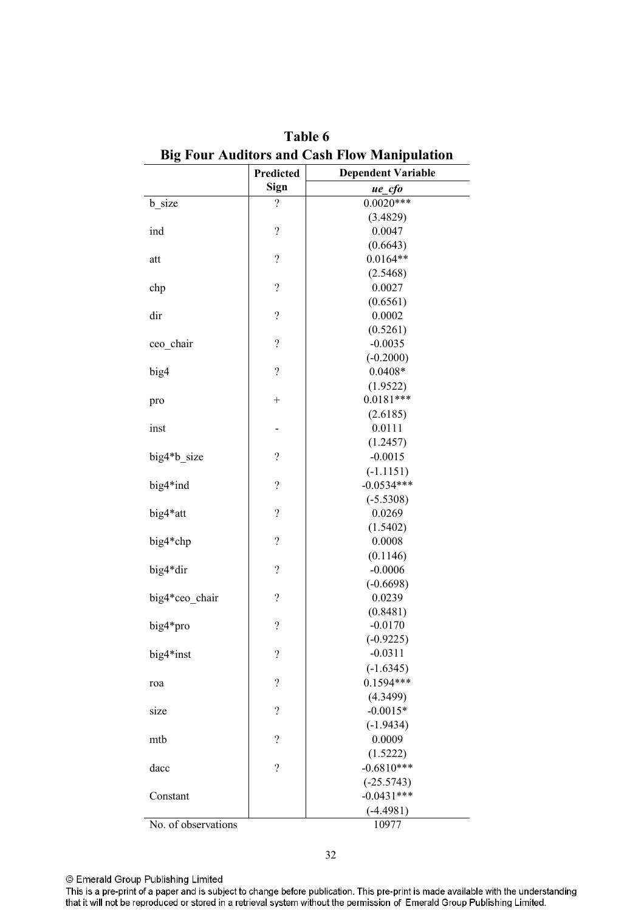## Table 6

## Big Four Auditors and Cash Flow Manipulation

| | Predicted Sign | Dependent Variable |
|---|---|---|
| | | ***ue_cfo*** |
| b_size | ? | 0.0020*** |
| | | (3.4829) |
| ind | ? | 0.0047 |
| | | (0.6643) |
| att | ? | 0.0164** |
| | | (2.5468) |
| chp | ? | 0.0027 |
| | | (0.6561) |
| dir | ? | 0.0002 |
| | | (0.5261) |
| ceo_chair | ? | -0.0035 |
| | | (-0.2000) |
| big4 | ? | 0.0408* |
| | | (1.9522) |
| pro | + | 0.0181*** |
| | | (2.6185) |
| inst | - | 0.0111 |
| | | (1.2457) |
| big4*b_size | ? | -0.0015 |
| | | (-1.1151) |
| big4*ind | ? | -0.0534*** |
| | | (-5.5308) |
| big4*att | ? | 0.0269 |
| | | (1.5402) |
| big4*chp | ? | 0.0008 |
| | | (0.1146) |
| big4*dir | ? | -0.0006 |
| | | (-0.6698) |
| big4*ceo_chair | ? | 0.0239 |
| | | (0.8481) |
| big4*pro | ? | -0.0170 |
| | | (-0.9225) |
| big4*inst | ? | -0.0311 |
| | | (-1.6345) |
| roa | ? | 0.1594*** |
| | | (4.3499) |
| size | ? | -0.0015* |
| | | (-1.9434) |
| mtb | ? | 0.0009 |
| | | (1.5222) |
| dacc | ? | -0.6810*** |
| | | (-25.5743) |
| Constant | | -0.0431*** |
| | | (-4.4981) |
| No. of observations | | 10977 |

© Emerald Group Publishing Limited

This is a pre-print of a paper and is subject to change before publication. This pre-print is made available with the understanding that it will not be reproduced or stored in a retrieval system without the permission of Emerald Group Publishing Limited.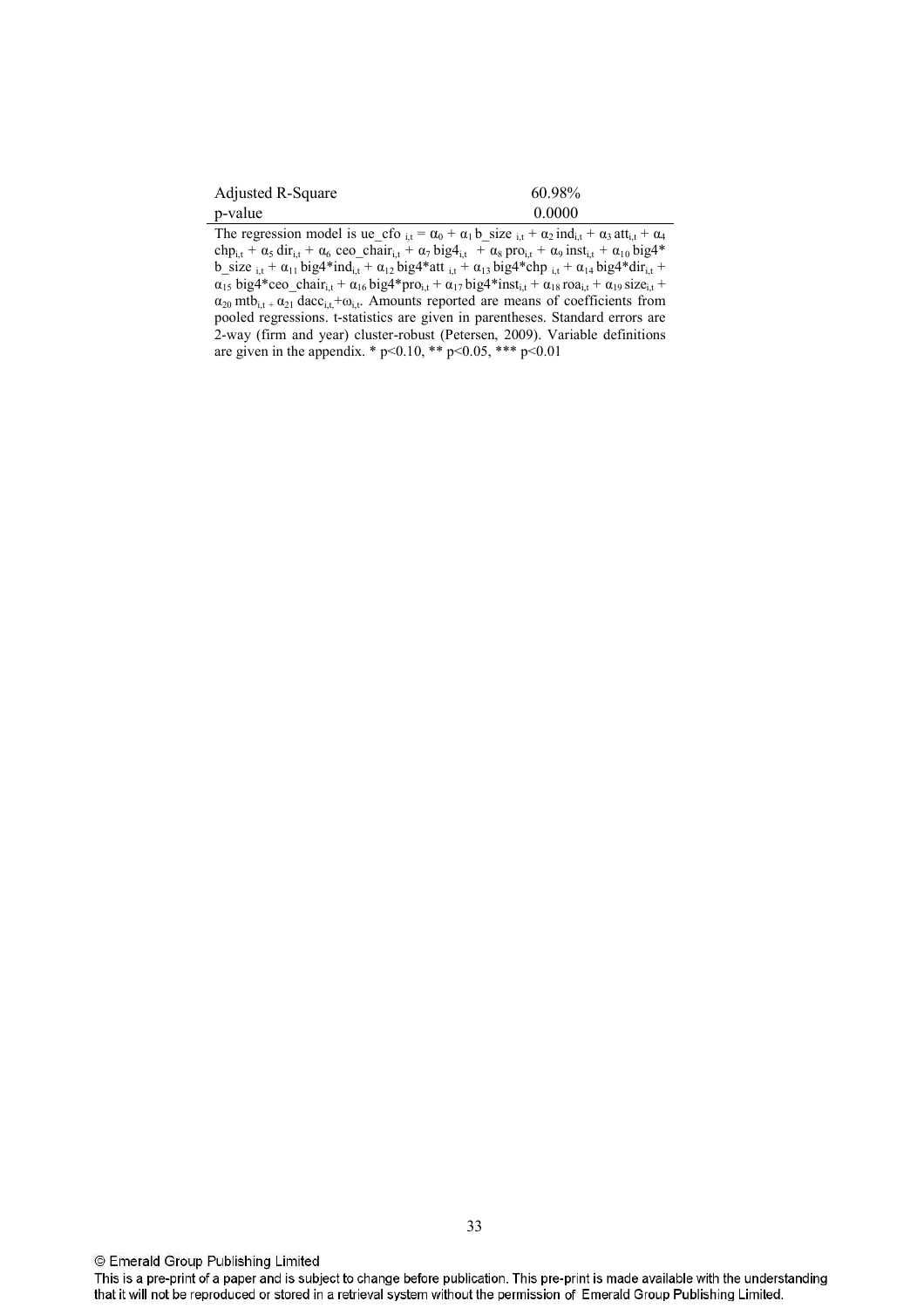| | |
|---|---|
| Adjusted R-Square | 60.98% |
| p-value | 0.0000 |

The regression model is $ue\_cfo_{i,t} = \alpha_0 + \alpha_1 b\_size_{i,t} + \alpha_2 ind_{i,t} + \alpha_3 att_{i,t} + \alpha_4 chp_{i,t} + \alpha_5 dir_{i,t} + \alpha_6 ceo\_chair_{i,t} + \alpha_7 big4_{i,t} + \alpha_8 pro_{i,t} + \alpha_9 inst_{i,t} + \alpha_{10} big4{*}b\_size_{i,t} + \alpha_{11} big4{*}ind_{i,t} + \alpha_{12} big4{*}att_{i,t} + \alpha_{13} big4{*}chp_{i,t} + \alpha_{14} big4{*}dir_{i,t} + \alpha_{15} big4{*}ceo\_chair_{i,t} + \alpha_{16} big4{*}pro_{i,t} + \alpha_{17} big4{*}inst_{i,t} + \alpha_{18} roa_{i,t} + \alpha_{19} size_{i,t} + \alpha_{20} mtb_{i,t} + \alpha_{21} dacc_{i,t} + \omega_{i,t}$. Amounts reported are means of coefficients from pooled regressions. t-statistics are given in parentheses. Standard errors are 2-way (firm and year) cluster-robust (Petersen, 2009). Variable definitions are given in the appendix. * $p<0.10$, ** $p<0.05$, *** $p<0.01$

© Emerald Group Publishing Limited

This is a pre-print of a paper and is subject to change before publication. This pre-print is made available with the understanding that it will not be reproduced or stored in a retrieval system without the permission of Emerald Group Publishing Limited.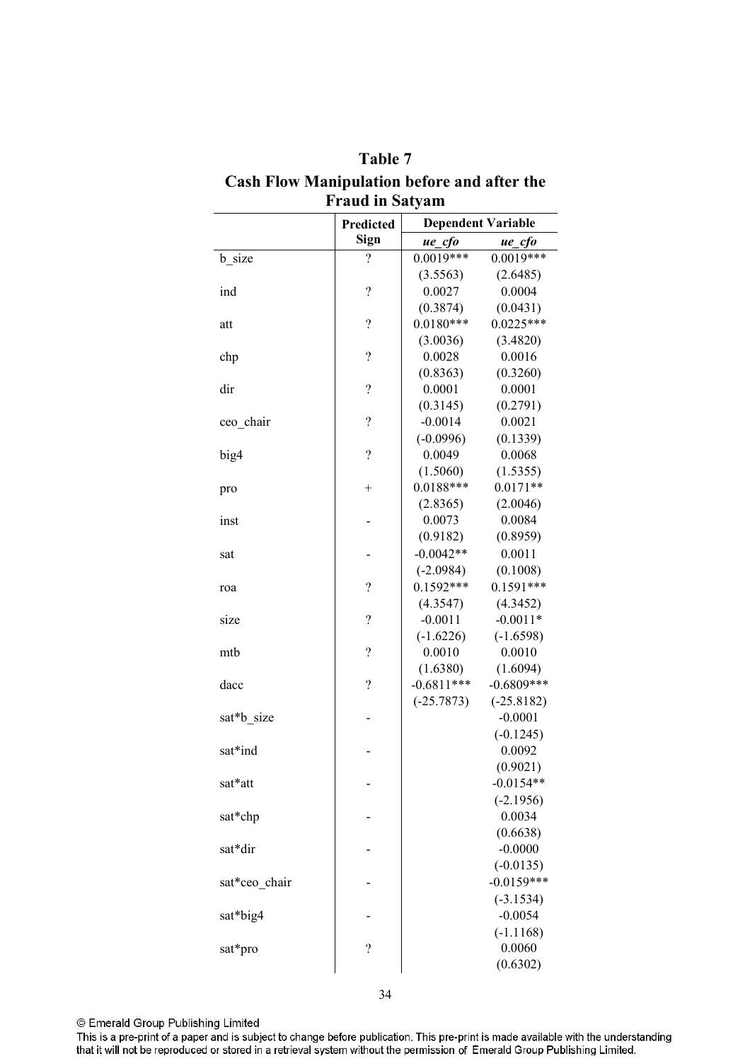# Table 7

## Cash Flow Manipulation before and after the Fraud in Satyam

| | Predicted Sign | Dependent Variable | |
|---|---|---|---|
| | | *ue_cfo* | *ue_cfo* |
| b_size | ? | 0.0019*** | 0.0019*** |
| | | (3.5563) | (2.6485) |
| ind | ? | 0.0027 | 0.0004 |
| | | (0.3874) | (0.0431) |
| att | ? | 0.0180*** | 0.0225*** |
| | | (3.0036) | (3.4820) |
| chp | ? | 0.0028 | 0.0016 |
| | | (0.8363) | (0.3260) |
| dir | ? | 0.0001 | 0.0001 |
| | | (0.3145) | (0.2791) |
| ceo_chair | ? | -0.0014 | 0.0021 |
| | | (-0.0996) | (0.1339) |
| big4 | ? | 0.0049 | 0.0068 |
| | | (1.5060) | (1.5355) |
| pro | + | 0.0188*** | 0.0171** |
| | | (2.8365) | (2.0046) |
| inst | - | 0.0073 | 0.0084 |
| | | (0.9182) | (0.8959) |
| sat | - | -0.0042** | 0.0011 |
| | | (-2.0984) | (0.1008) |
| roa | ? | 0.1592*** | 0.1591*** |
| | | (4.3547) | (4.3452) |
| size | ? | -0.0011 | -0.0011* |
| | | (-1.6226) | (-1.6598) |
| mtb | ? | 0.0010 | 0.0010 |
| | | (1.6380) | (1.6094) |
| dacc | ? | -0.6811*** | -0.6809*** |
| | | (-25.7873) | (-25.8182) |
| sat*b_size | - | | -0.0001 |
| | | | (-0.1245) |
| sat*ind | - | | 0.0092 |
| | | | (0.9021) |
| sat*att | - | | -0.0154** |
| | | | (-2.1956) |
| sat*chp | - | | 0.0034 |
| | | | (0.6638) |
| sat*dir | - | | -0.0000 |
| | | | (-0.0135) |
| sat*ceo_chair | - | | -0.0159*** |
| | | | (-3.1534) |
| sat*big4 | - | | -0.0054 |
| | | | (-1.1168) |
| sat*pro | ? | | 0.0060 |
| | | | (0.6302) |

© Emerald Group Publishing Limited

This is a pre-print of a paper and is subject to change before publication. This pre-print is made available with the understanding that it will not be reproduced or stored in a retrieval system without the permission of Emerald Group Publishing Limited.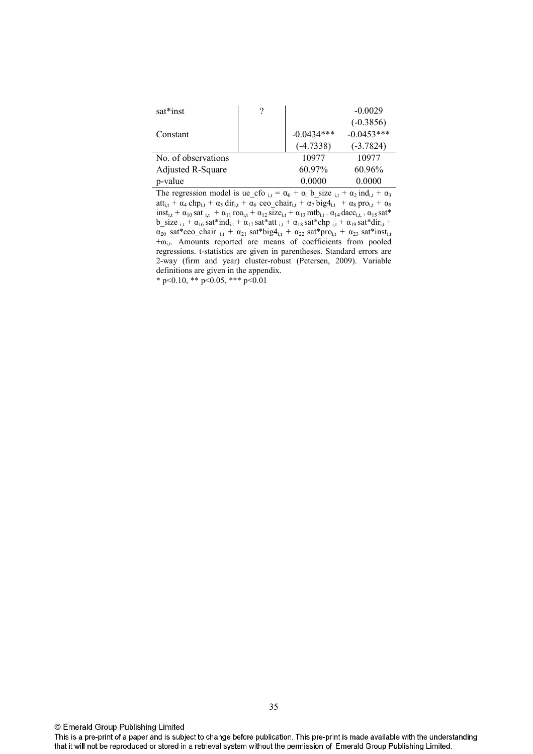| | | | |
|---|---|---|---|
| sat*inst | ? | | -0.0029 |
| | | | (-0.3856) |
| Constant | | -0.0434*** | -0.0453*** |
| | | (-4.7338) | (-3.7824) |
| No. of observations | | 10977 | 10977 |
| Adjusted R-Square | | 60.97% | 60.96% |
| p-value | | 0.0000 | 0.0000 |

The regression model is $ue\_cfo_{i,t} = \alpha_0 + \alpha_1\, b\_size_{i,t} + \alpha_2\, ind_{i,t} + \alpha_3\, att_{i,t} + \alpha_4\, chp_{i,t} + \alpha_5\, dir_{i,t} + \alpha_6\, ceo\_chair_{i,t} + \alpha_7\, big4_{i,t} + \alpha_8\, pro_{i,t} + \alpha_9\, inst_{i,t} + \alpha_{10}\, sat_{i,t} + \alpha_{11}\, roa_{i,t} + \alpha_{12}\, size_{i,t} + \alpha_{13}\, mtb_{i,t} + \alpha_{14}\, dacc_{i,t} + \alpha_{15}\, sat{*}b\_size_{i,t} + \alpha_{16}\, sat{*}ind_{i,t} + \alpha_{17}\, sat{*}att_{i,t} + \alpha_{18}\, sat{*}chp_{i,t} + \alpha_{19}\, sat{*}dir_{i,t} + \alpha_{20}\, sat{*}ceo\_chair_{i,t} + \alpha_{21}\, sat{*}big4_{i,t} + \alpha_{22}\, sat{*}pro_{i,t} + \alpha_{23}\, sat{*}inst_{i,t} + \omega_{i,t}$. Amounts reported are means of coefficients from pooled regressions. t-statistics are given in parentheses. Standard errors are 2-way (firm and year) cluster-robust (Petersen, 2009). Variable definitions are given in the appendix.

\* $p<0.10$, \*\* $p<0.05$, \*\*\* $p<0.01$